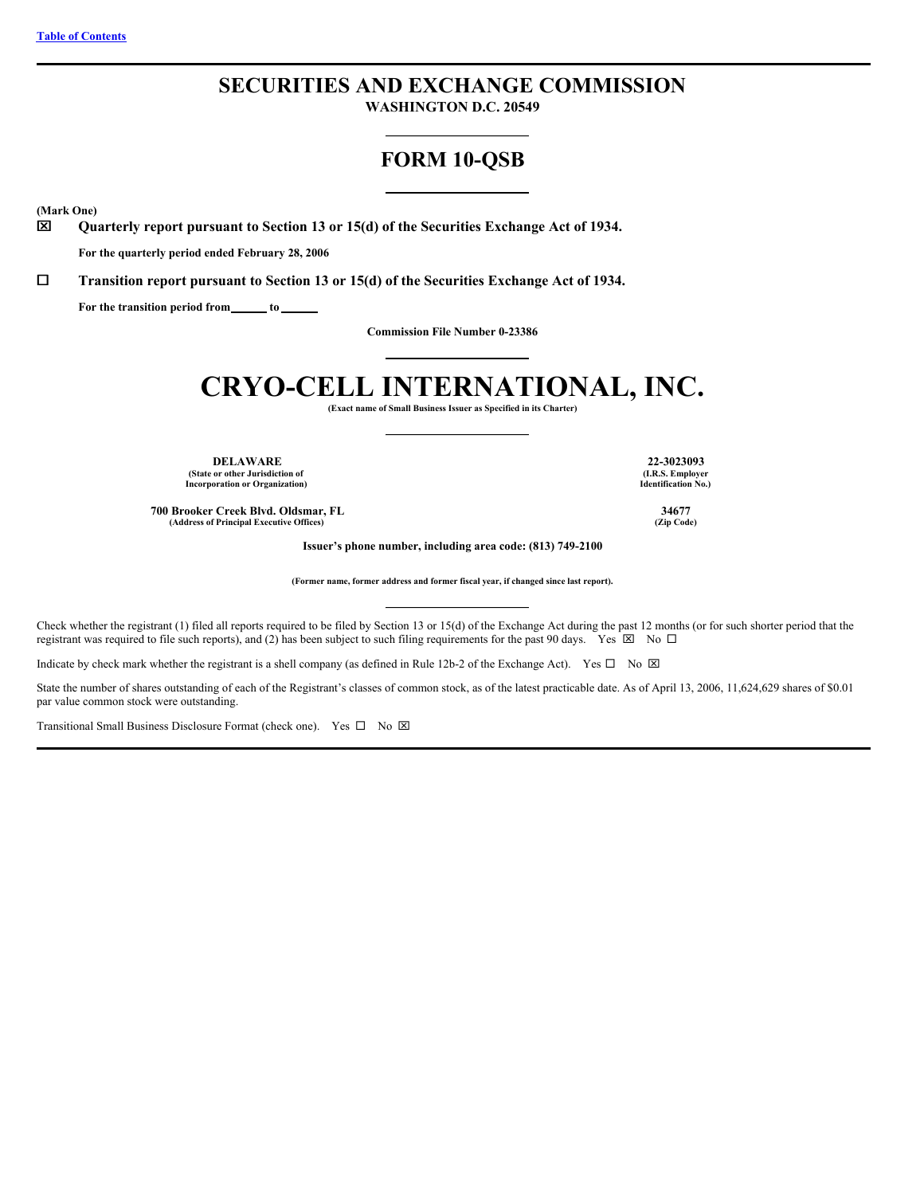[Table of Contents](#)

# SECURITIES AND EXCHANGE COMMISSION

**WASHINGTON D.C. 20549**

## FORM 10-QSB

**(Mark One)**

☒ **Quarterly report pursuant to Section 13 or 15(d) of the Securities Exchange Act of 1934.**

**For the quarterly period ended February 28, 2006**

☐ **Transition report pursuant to Section 13 or 15(d) of the Securities Exchange Act of 1934.**

**For the transition period from\_\_\_\_\_\_ to \_\_\_\_\_\_**

**Commission File Number 0-23386**

# CRYO-CELL INTERNATIONAL, INC.

**(Exact name of Small Business Issuer as Specified in its Charter)**

| | |
|---|---|
| **DELAWARE**<br>**(State or other Jurisdiction of Incorporation or Organization)** | **22-3023093**<br>**(I.R.S. Employer Identification No.)** |
| **700 Brooker Creek Blvd. Oldsmar, FL**<br>**(Address of Principal Executive Offices)** | **34677**<br>**(Zip Code)** |

**Issuer's phone number, including area code: (813) 749-2100**

**(Former name, former address and former fiscal year, if changed since last report).**

Check whether the registrant (1) filed all reports required to be filed by Section 13 or 15(d) of the Exchange Act during the past 12 months (or for such shorter period that the registrant was required to file such reports), and (2) has been subject to such filing requirements for the past 90 days. Yes ☒ No ☐

Indicate by check mark whether the registrant is a shell company (as defined in Rule 12b-2 of the Exchange Act). Yes ☐ No ☒

State the number of shares outstanding of each of the Registrant's classes of common stock, as of the latest practicable date. As of April 13, 2006, 11,624,629 shares of $0.01 par value common stock were outstanding.

Transitional Small Business Disclosure Format (check one). Yes ☐ No ☒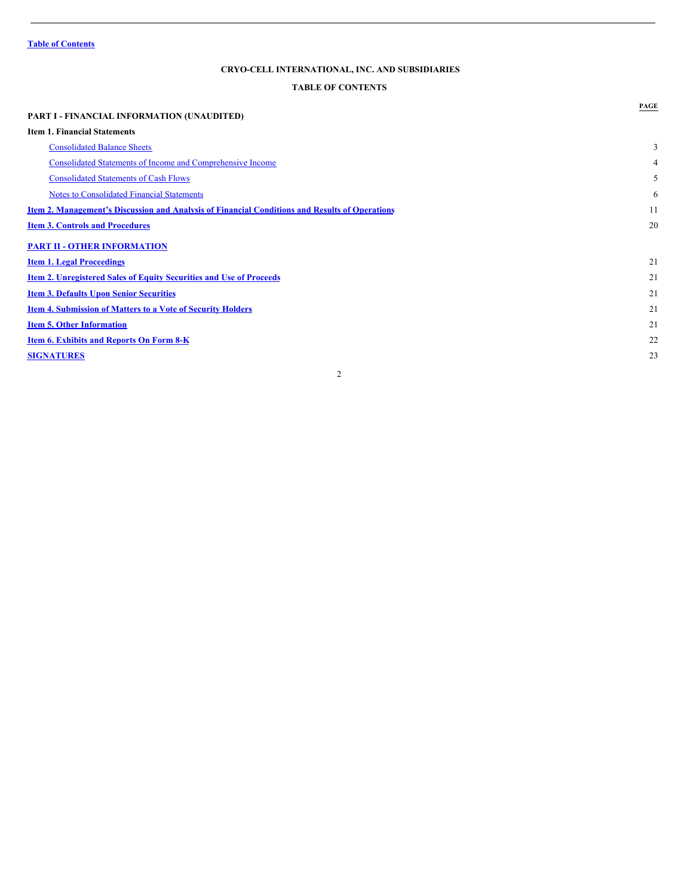[Table of Contents]

## CRYO-CELL INTERNATIONAL, INC. AND SUBSIDIARIES

## TABLE OF CONTENTS

| | PAGE |
|---|---|
| **PART I - FINANCIAL INFORMATION (UNAUDITED)** | |
| **Item 1. Financial Statements** | |
| Consolidated Balance Sheets | 3 |
| Consolidated Statements of Income and Comprehensive Income | 4 |
| Consolidated Statements of Cash Flows | 5 |
| Notes to Consolidated Financial Statements | 6 |
| **Item 2. Management's Discussion and Analysis of Financial Conditions and Results of Operations** | 11 |
| **Item 3. Controls and Procedures** | 20 |
| **PART II - OTHER INFORMATION** | |
| **Item 1. Legal Proceedings** | 21 |
| **Item 2. Unregistered Sales of Equity Securities and Use of Proceeds** | 21 |
| **Item 3. Defaults Upon Senior Securities** | 21 |
| **Item 4. Submission of Matters to a Vote of Security Holders** | 21 |
| **Item 5. Other Information** | 21 |
| **Item 6. Exhibits and Reports On Form 8-K** | 22 |
| **SIGNATURES** | 23 |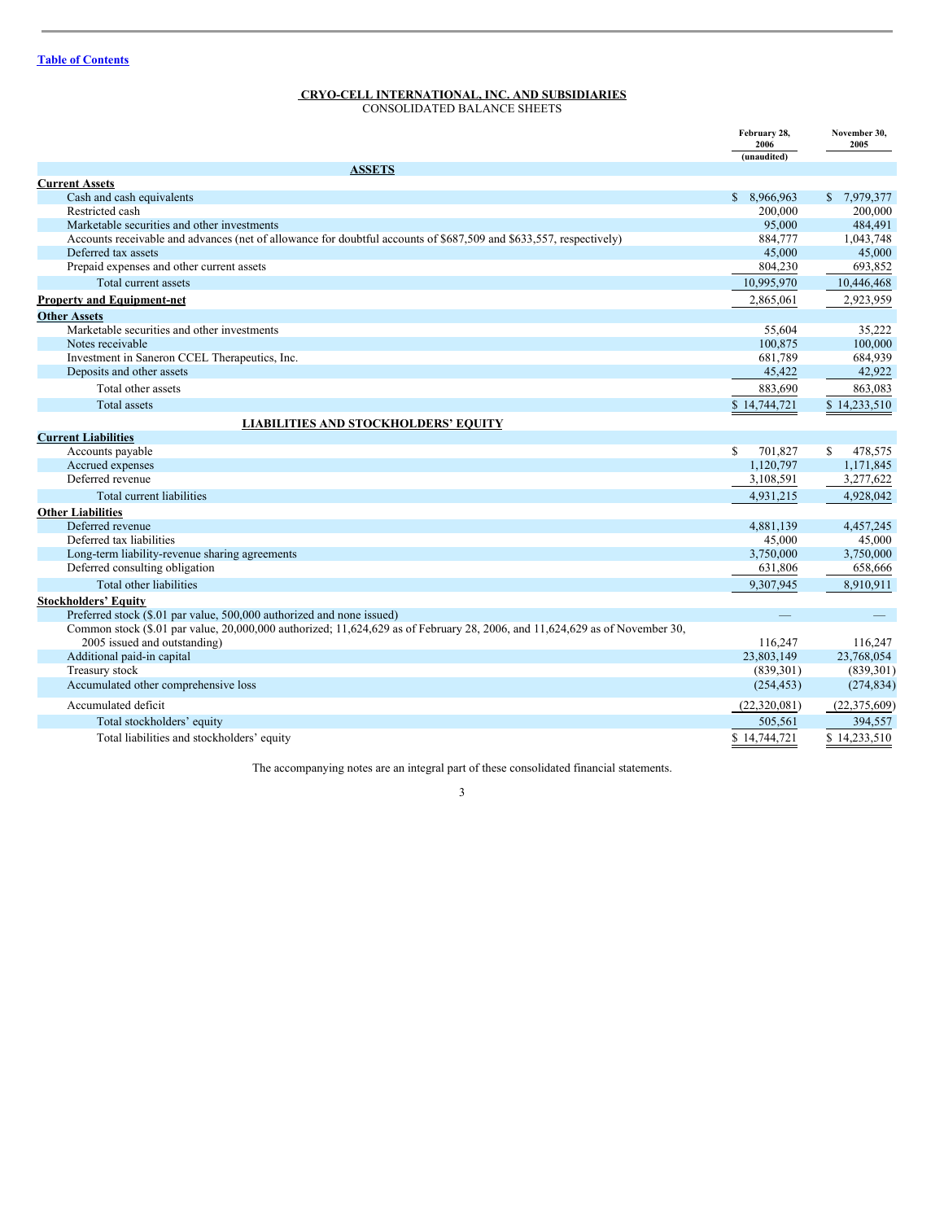Table of Contents

**CRYO-CELL INTERNATIONAL, INC. AND SUBSIDIARIES**
CONSOLIDATED BALANCE SHEETS

| | February 28, 2006 (unaudited) | November 30, 2005 |
|---|---|---|
| **ASSETS** | | |
| **Current Assets** | | |
| Cash and cash equivalents | $ 8,966,963 | $ 7,979,377 |
| Restricted cash | 200,000 | 200,000 |
| Marketable securities and other investments | 95,000 | 484,491 |
| Accounts receivable and advances (net of allowance for doubtful accounts of $687,509 and $633,557, respectively) | 884,777 | 1,043,748 |
| Deferred tax assets | 45,000 | 45,000 |
| Prepaid expenses and other current assets | 804,230 | 693,852 |
| Total current assets | 10,995,970 | 10,446,468 |
| **Property and Equipment-net** | 2,865,061 | 2,923,959 |
| **Other Assets** | | |
| Marketable securities and other investments | 55,604 | 35,222 |
| Notes receivable | 100,875 | 100,000 |
| Investment in Saneron CCEL Therapeutics, Inc. | 681,789 | 684,939 |
| Deposits and other assets | 45,422 | 42,922 |
| Total other assets | 883,690 | 863,083 |
| Total assets | $ 14,744,721 | $ 14,233,510 |
| **LIABILITIES AND STOCKHOLDERS' EQUITY** | | |
| **Current Liabilities** | | |
| Accounts payable | $ 701,827 | $ 478,575 |
| Accrued expenses | 1,120,797 | 1,171,845 |
| Deferred revenue | 3,108,591 | 3,277,622 |
| Total current liabilities | 4,931,215 | 4,928,042 |
| **Other Liabilities** | | |
| Deferred revenue | 4,881,139 | 4,457,245 |
| Deferred tax liabilities | 45,000 | 45,000 |
| Long-term liability-revenue sharing agreements | 3,750,000 | 3,750,000 |
| Deferred consulting obligation | 631,806 | 658,666 |
| Total other liabilities | 9,307,945 | 8,910,911 |
| **Stockholders' Equity** | | |
| Preferred stock ($.01 par value, 500,000 authorized and none issued) | — | — |
| Common stock ($.01 par value, 20,000,000 authorized; 11,624,629 as of February 28, 2006, and 11,624,629 as of November 30, 2005 issued and outstanding) | 116,247 | 116,247 |
| Additional paid-in capital | 23,803,149 | 23,768,054 |
| Treasury stock | (839,301) | (839,301) |
| Accumulated other comprehensive loss | (254,453) | (274,834) |
| Accumulated deficit | (22,320,081) | (22,375,609) |
| Total stockholders' equity | 505,561 | 394,557 |
| Total liabilities and stockholders' equity | $ 14,744,721 | $ 14,233,510 |

The accompanying notes are an integral part of these consolidated financial statements.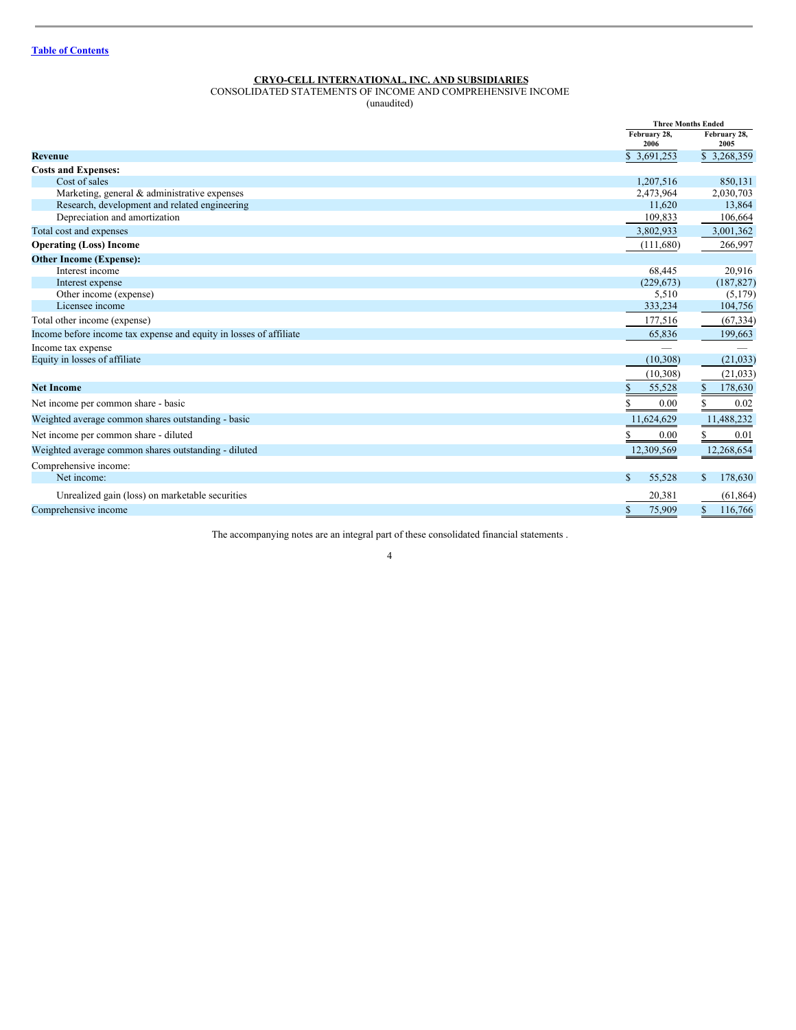Table of Contents

**CRYO-CELL INTERNATIONAL, INC. AND SUBSIDIARIES**
CONSOLIDATED STATEMENTS OF INCOME AND COMPREHENSIVE INCOME
(unaudited)

| | Three Months Ended | |
|---|---|---|
| | February 28, 2006 | February 28, 2005 |
| **Revenue** | $ 3,691,253 | $ 3,268,359 |
| **Costs and Expenses:** | | |
| Cost of sales | 1,207,516 | 850,131 |
| Marketing, general & administrative expenses | 2,473,964 | 2,030,703 |
| Research, development and related engineering | 11,620 | 13,864 |
| Depreciation and amortization | 109,833 | 106,664 |
| Total cost and expenses | 3,802,933 | 3,001,362 |
| **Operating (Loss) Income** | (111,680) | 266,997 |
| **Other Income (Expense):** | | |
| Interest income | 68,445 | 20,916 |
| Interest expense | (229,673) | (187,827) |
| Other income (expense) | 5,510 | (5,179) |
| Licensee income | 333,234 | 104,756 |
| Total other income (expense) | 177,516 | (67,334) |
| Income before income tax expense and equity in losses of affiliate | 65,836 | 199,663 |
| Income tax expense | — | — |
| Equity in losses of affiliate | (10,308) | (21,033) |
| | (10,308) | (21,033) |
| **Net Income** | $ 55,528 | $ 178,630 |
| Net income per common share - basic | $ 0.00 | $ 0.02 |
| Weighted average common shares outstanding - basic | 11,624,629 | 11,488,232 |
| Net income per common share - diluted | $ 0.00 | $ 0.01 |
| Weighted average common shares outstanding - diluted | 12,309,569 | 12,268,654 |
| Comprehensive income: | | |
| Net income: | $ 55,528 | $ 178,630 |
| Unrealized gain (loss) on marketable securities | 20,381 | (61,864) |
| Comprehensive income | $ 75,909 | $ 116,766 |

The accompanying notes are an integral part of these consolidated financial statements .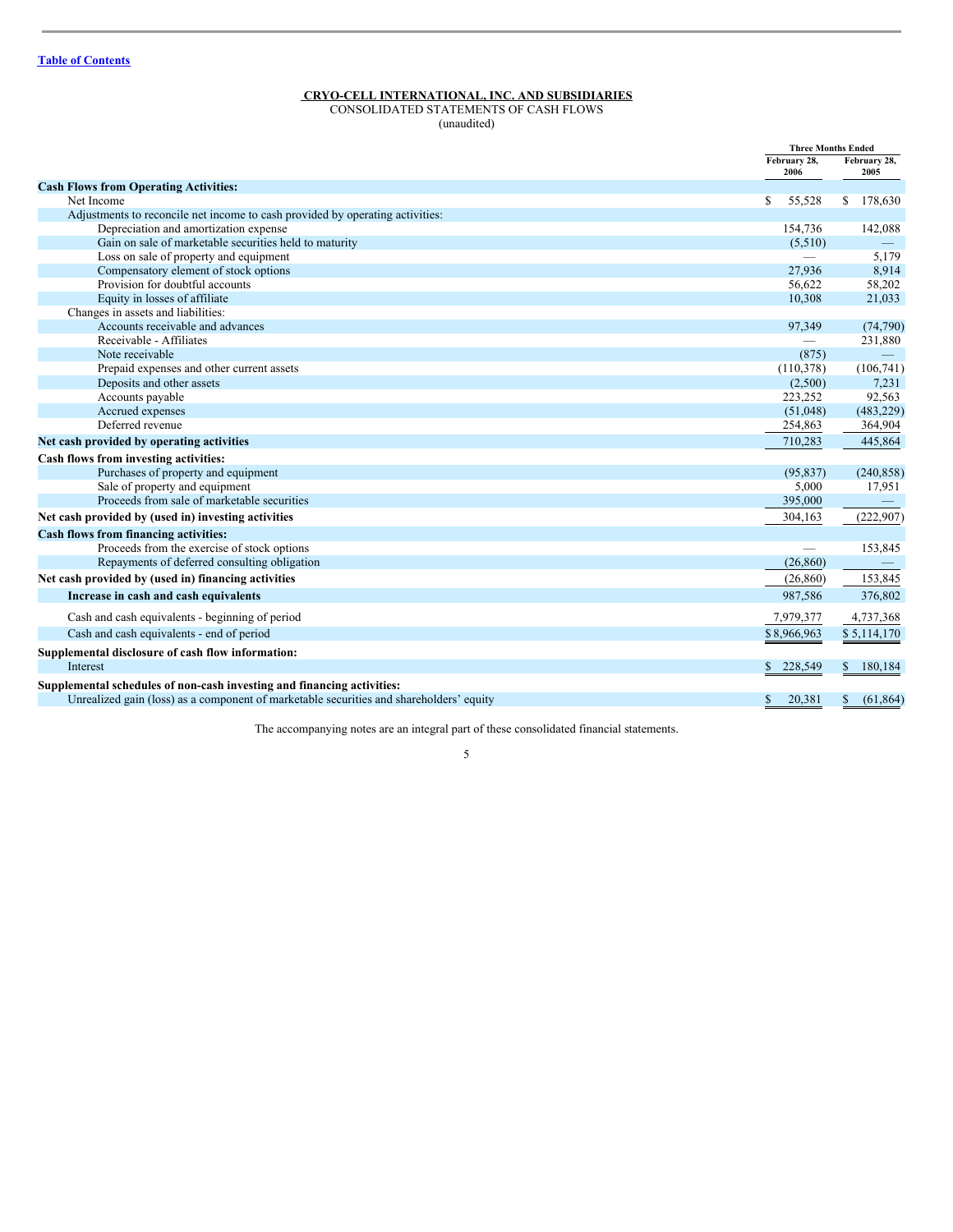**CRYO-CELL INTERNATIONAL, INC. AND SUBSIDIARIES**
CONSOLIDATED STATEMENTS OF CASH FLOWS
(unaudited)

| | Three Months Ended | |
|---|---|---|
| | February 28, 2006 | February 28, 2005 |
| **Cash Flows from Operating Activities:** | | |
| Net Income | $ 55,528 | $ 178,630 |
| Adjustments to reconcile net income to cash provided by operating activities: | | |
| Depreciation and amortization expense | 154,736 | 142,088 |
| Gain on sale of marketable securities held to maturity | (5,510) | — |
| Loss on sale of property and equipment | — | 5,179 |
| Compensatory element of stock options | 27,936 | 8,914 |
| Provision for doubtful accounts | 56,622 | 58,202 |
| Equity in losses of affiliate | 10,308 | 21,033 |
| Changes in assets and liabilities: | | |
| Accounts receivable and advances | 97,349 | (74,790) |
| Receivable - Affiliates | — | 231,880 |
| Note receivable | (875) | — |
| Prepaid expenses and other current assets | (110,378) | (106,741) |
| Deposits and other assets | (2,500) | 7,231 |
| Accounts payable | 223,252 | 92,563 |
| Accrued expenses | (51,048) | (483,229) |
| Deferred revenue | 254,863 | 364,904 |
| **Net cash provided by operating activities** | 710,283 | 445,864 |
| **Cash flows from investing activities:** | | |
| Purchases of property and equipment | (95,837) | (240,858) |
| Sale of property and equipment | 5,000 | 17,951 |
| Proceeds from sale of marketable securities | 395,000 | — |
| **Net cash provided by (used in) investing activities** | 304,163 | (222,907) |
| **Cash flows from financing activities:** | | |
| Proceeds from the exercise of stock options | — | 153,845 |
| Repayments of deferred consulting obligation | (26,860) | — |
| **Net cash provided by (used in) financing activities** | (26,860) | 153,845 |
| **Increase in cash and cash equivalents** | 987,586 | 376,802 |
| Cash and cash equivalents - beginning of period | 7,979,377 | 4,737,368 |
| Cash and cash equivalents - end of period | $ 8,966,963 | $ 5,114,170 |
| **Supplemental disclosure of cash flow information:** | | |
| Interest | $ 228,549 | $ 180,184 |
| **Supplemental schedules of non-cash investing and financing activities:** | | |
| Unrealized gain (loss) as a component of marketable securities and shareholders' equity | $ 20,381 | $ (61,864) |

The accompanying notes are an integral part of these consolidated financial statements.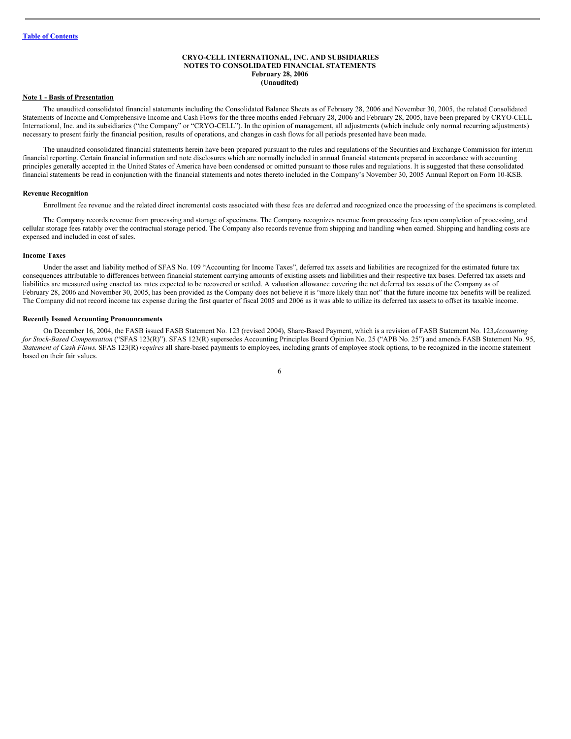[Table of Contents](#)

**CRYO-CELL INTERNATIONAL, INC. AND SUBSIDIARIES**
**NOTES TO CONSOLIDATED FINANCIAL STATEMENTS**
**February 28, 2006**
**(Unaudited)**

**Note 1 - Basis of Presentation**

The unaudited consolidated financial statements including the Consolidated Balance Sheets as of February 28, 2006 and November 30, 2005, the related Consolidated Statements of Income and Comprehensive Income and Cash Flows for the three months ended February 28, 2006 and February 28, 2005, have been prepared by CRYO-CELL International, Inc. and its subsidiaries ("the Company" or "CRYO-CELL"). In the opinion of management, all adjustments (which include only normal recurring adjustments) necessary to present fairly the financial position, results of operations, and changes in cash flows for all periods presented have been made.

The unaudited consolidated financial statements herein have been prepared pursuant to the rules and regulations of the Securities and Exchange Commission for interim financial reporting. Certain financial information and note disclosures which are normally included in annual financial statements prepared in accordance with accounting principles generally accepted in the United States of America have been condensed or omitted pursuant to those rules and regulations. It is suggested that these consolidated financial statements be read in conjunction with the financial statements and notes thereto included in the Company's November 30, 2005 Annual Report on Form 10-KSB.

**Revenue Recognition**

Enrollment fee revenue and the related direct incremental costs associated with these fees are deferred and recognized once the processing of the specimens is completed.

The Company records revenue from processing and storage of specimens. The Company recognizes revenue from processing fees upon completion of processing, and cellular storage fees ratably over the contractual storage period. The Company also records revenue from shipping and handling when earned. Shipping and handling costs are expensed and included in cost of sales.

**Income Taxes**

Under the asset and liability method of SFAS No. 109 "Accounting for Income Taxes", deferred tax assets and liabilities are recognized for the estimated future tax consequences attributable to differences between financial statement carrying amounts of existing assets and liabilities and their respective tax bases. Deferred tax assets and liabilities are measured using enacted tax rates expected to be recovered or settled. A valuation allowance covering the net deferred tax assets of the Company as of February 28, 2006 and November 30, 2005, has been provided as the Company does not believe it is "more likely than not" that the future income tax benefits will be realized. The Company did not record income tax expense during the first quarter of fiscal 2005 and 2006 as it was able to utilize its deferred tax assets to offset its taxable income.

**Recently Issued Accounting Pronouncements**

On December 16, 2004, the FASB issued FASB Statement No. 123 (revised 2004), Share-Based Payment, which is a revision of FASB Statement No. 123, *Accounting for Stock-Based Compensation* ("SFAS 123(R)"). SFAS 123(R) supersedes Accounting Principles Board Opinion No. 25 ("APB No. 25") and amends FASB Statement No. 95, *Statement of Cash Flows.* SFAS 123(R) *requires* all share-based payments to employees, including grants of employee stock options, to be recognized in the income statement based on their fair values.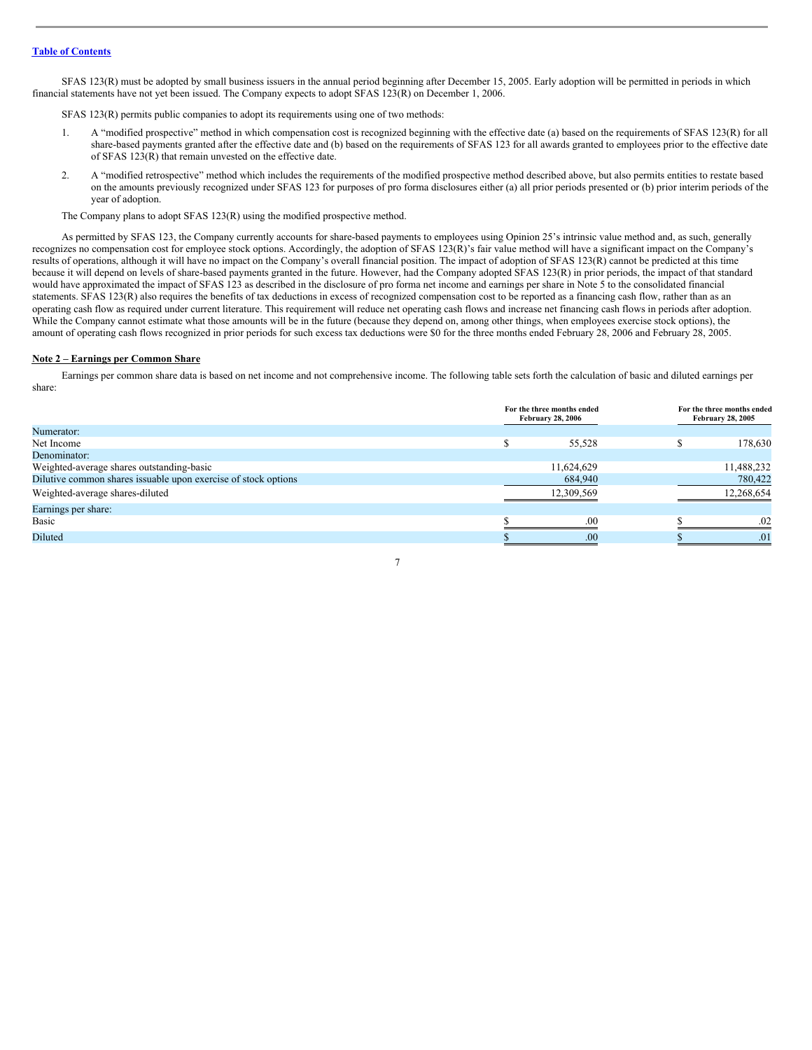Table of Contents

SFAS 123(R) must be adopted by small business issuers in the annual period beginning after December 15, 2005. Early adoption will be permitted in periods in which financial statements have not yet been issued. The Company expects to adopt SFAS 123(R) on December 1, 2006.

SFAS 123(R) permits public companies to adopt its requirements using one of two methods:

1. A "modified prospective" method in which compensation cost is recognized beginning with the effective date (a) based on the requirements of SFAS 123(R) for all share-based payments granted after the effective date and (b) based on the requirements of SFAS 123 for all awards granted to employees prior to the effective date of SFAS 123(R) that remain unvested on the effective date.

2. A "modified retrospective" method which includes the requirements of the modified prospective method described above, but also permits entities to restate based on the amounts previously recognized under SFAS 123 for purposes of pro forma disclosures either (a) all prior periods presented or (b) prior interim periods of the year of adoption.

The Company plans to adopt SFAS 123(R) using the modified prospective method.

As permitted by SFAS 123, the Company currently accounts for share-based payments to employees using Opinion 25's intrinsic value method and, as such, generally recognizes no compensation cost for employee stock options. Accordingly, the adoption of SFAS 123(R)'s fair value method will have a significant impact on the Company's results of operations, although it will have no impact on the Company's overall financial position. The impact of adoption of SFAS 123(R) cannot be predicted at this time because it will depend on levels of share-based payments granted in the future. However, had the Company adopted SFAS 123(R) in prior periods, the impact of that standard would have approximated the impact of SFAS 123 as described in the disclosure of pro forma net income and earnings per share in Note 5 to the consolidated financial statements. SFAS 123(R) also requires the benefits of tax deductions in excess of recognized compensation cost to be reported as a financing cash flow, rather than as an operating cash flow as required under current literature. This requirement will reduce net operating cash flows and increase net financing cash flows in periods after adoption. While the Company cannot estimate what those amounts will be in the future (because they depend on, among other things, when employees exercise stock options), the amount of operating cash flows recognized in prior periods for such excess tax deductions were $0 for the three months ended February 28, 2006 and February 28, 2005.

## Note 2 – Earnings per Common Share

Earnings per common share data is based on net income and not comprehensive income. The following table sets forth the calculation of basic and diluted earnings per share:

| | For the three months ended February 28, 2006 | For the three months ended February 28, 2005 |
|---|---|---|
| Numerator: | | |
| Net Income | $ 55,528 | $ 178,630 |
| Denominator: | | |
| Weighted-average shares outstanding-basic | 11,624,629 | 11,488,232 |
| Dilutive common shares issuable upon exercise of stock options | 684,940 | 780,422 |
| Weighted-average shares-diluted | 12,309,569 | 12,268,654 |
| Earnings per share: | | |
| Basic | $ .00 | $ .02 |
| Diluted | $ .00 | $ .01 |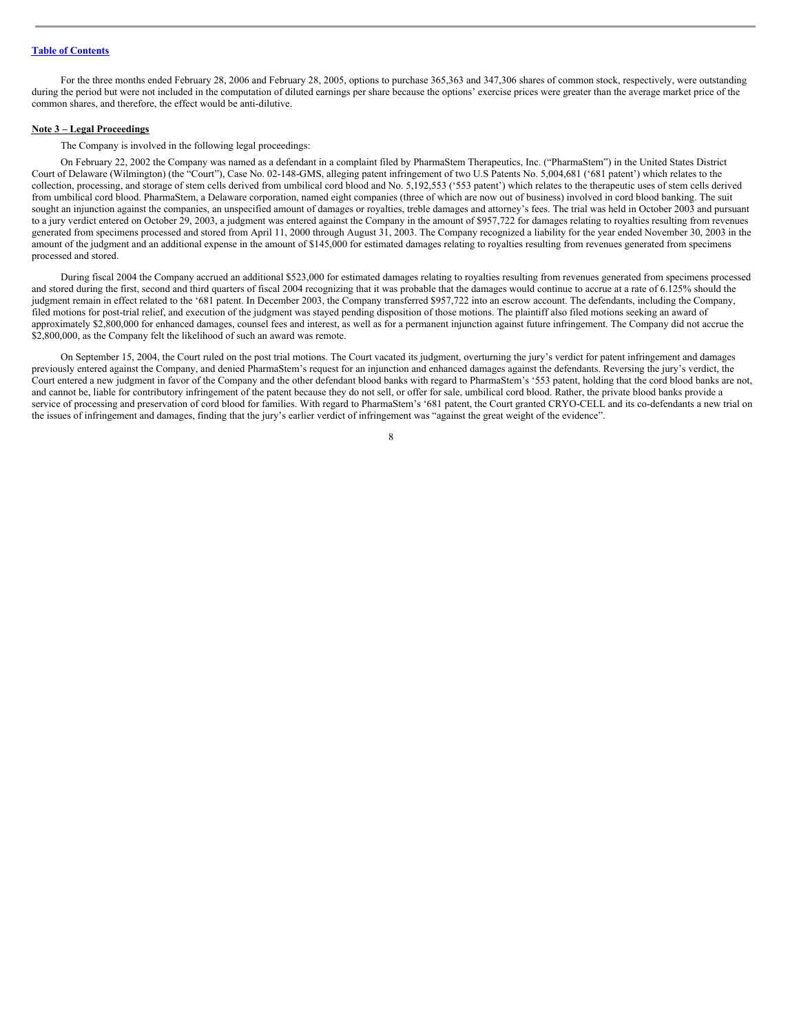For the three months ended February 28, 2006 and February 28, 2005, options to purchase 365,363 and 347,306 shares of common stock, respectively, were outstanding during the period but were not included in the computation of diluted earnings per share because the options' exercise prices were greater than the average market price of the common shares, and therefore, the effect would be anti-dilutive.

**Note 3 – Legal Proceedings**

The Company is involved in the following legal proceedings:

On February 22, 2002 the Company was named as a defendant in a complaint filed by PharmaStem Therapeutics, Inc. ("PharmaStem") in the United States District Court of Delaware (Wilmington) (the "Court"), Case No. 02-148-GMS, alleging patent infringement of two U.S Patents No. 5,004,681 ('681 patent') which relates to the collection, processing, and storage of stem cells derived from umbilical cord blood and No. 5,192,553 ('553 patent') which relates to the therapeutic uses of stem cells derived from umbilical cord blood. PharmaStem, a Delaware corporation, named eight companies (three of which are now out of business) involved in cord blood banking. The suit sought an injunction against the companies, an unspecified amount of damages or royalties, treble damages and attorney's fees. The trial was held in October 2003 and pursuant to a jury verdict entered on October 29, 2003, a judgment was entered against the Company in the amount of $957,722 for damages relating to royalties resulting from revenues generated from specimens processed and stored from April 11, 2000 through August 31, 2003. The Company recognized a liability for the year ended November 30, 2003 in the amount of the judgment and an additional expense in the amount of $145,000 for estimated damages relating to royalties resulting from revenues generated from specimens processed and stored.

During fiscal 2004 the Company accrued an additional $523,000 for estimated damages relating to royalties resulting from revenues generated from specimens processed and stored during the first, second and third quarters of fiscal 2004 recognizing that it was probable that the damages would continue to accrue at a rate of 6.125% should the judgment remain in effect related to the '681 patent. In December 2003, the Company transferred $957,722 into an escrow account. The defendants, including the Company, filed motions for post-trial relief, and execution of the judgment was stayed pending disposition of those motions. The plaintiff also filed motions seeking an award of approximately $2,800,000 for enhanced damages, counsel fees and interest, as well as for a permanent injunction against future infringement. The Company did not accrue the $2,800,000, as the Company felt the likelihood of such an award was remote.

On September 15, 2004, the Court ruled on the post trial motions. The Court vacated its judgment, overturning the jury's verdict for patent infringement and damages previously entered against the Company, and denied PharmaStem's request for an injunction and enhanced damages against the defendants. Reversing the jury's verdict, the Court entered a new judgment in favor of the Company and the other defendant blood banks with regard to PharmaStem's '553 patent, holding that the cord blood banks are not, and cannot be, liable for contributory infringement of the patent because they do not sell, or offer for sale, umbilical cord blood. Rather, the private blood banks provide a service of processing and preservation of cord blood for families. With regard to PharmaStem's '681 patent, the Court granted CRYO-CELL and its co-defendants a new trial on the issues of infringement and damages, finding that the jury's earlier verdict of infringement was "against the great weight of the evidence".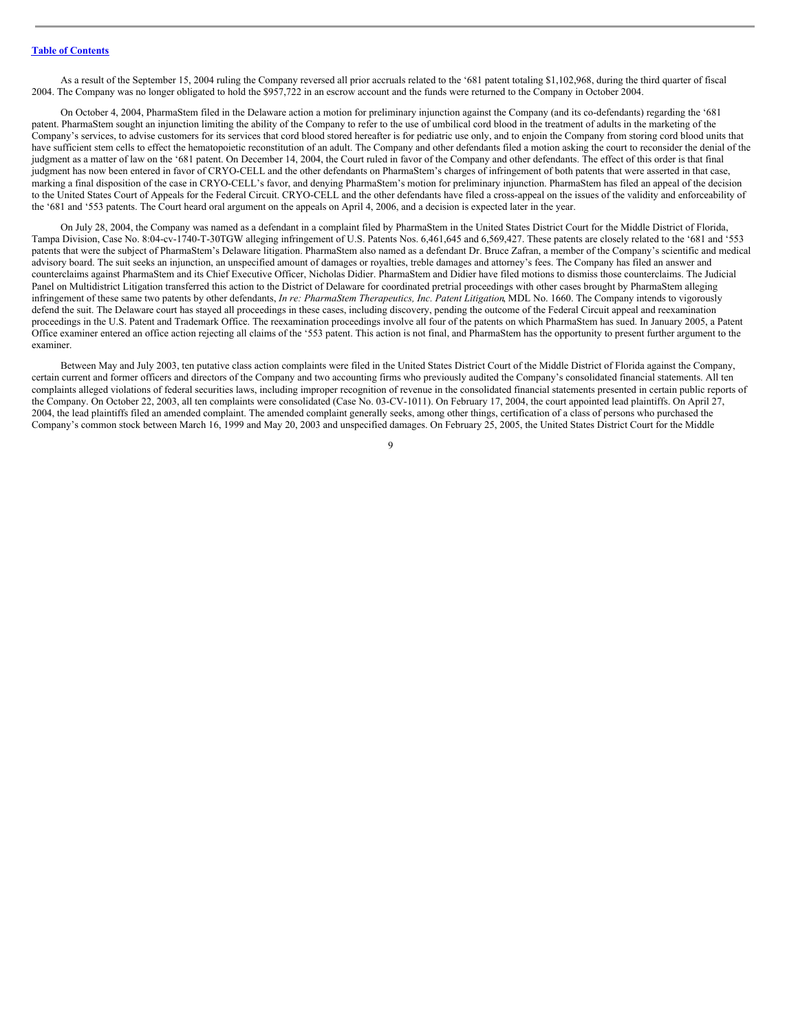As a result of the September 15, 2004 ruling the Company reversed all prior accruals related to the '681 patent totaling $1,102,968, during the third quarter of fiscal 2004. The Company was no longer obligated to hold the $957,722 in an escrow account and the funds were returned to the Company in October 2004.

On October 4, 2004, PharmaStem filed in the Delaware action a motion for preliminary injunction against the Company (and its co-defendants) regarding the '681 patent. PharmaStem sought an injunction limiting the ability of the Company to refer to the use of umbilical cord blood in the treatment of adults in the marketing of the Company's services, to advise customers for its services that cord blood stored hereafter is for pediatric use only, and to enjoin the Company from storing cord blood units that have sufficient stem cells to effect the hematopoietic reconstitution of an adult. The Company and other defendants filed a motion asking the court to reconsider the denial of the judgment as a matter of law on the '681 patent. On December 14, 2004, the Court ruled in favor of the Company and other defendants. The effect of this order is that final judgment has now been entered in favor of CRYO-CELL and the other defendants on PharmaStem's charges of infringement of both patents that were asserted in that case, marking a final disposition of the case in CRYO-CELL's favor, and denying PharmaStem's motion for preliminary injunction. PharmaStem has filed an appeal of the decision to the United States Court of Appeals for the Federal Circuit. CRYO-CELL and the other defendants have filed a cross-appeal on the issues of the validity and enforceability of the '681 and '553 patents. The Court heard oral argument on the appeals on April 4, 2006, and a decision is expected later in the year.

On July 28, 2004, the Company was named as a defendant in a complaint filed by PharmaStem in the United States District Court for the Middle District of Florida, Tampa Division, Case No. 8:04-cv-1740-T-30TGW alleging infringement of U.S. Patents Nos. 6,461,645 and 6,569,427. These patents are closely related to the '681 and '553 patents that were the subject of PharmaStem's Delaware litigation. PharmaStem also named as a defendant Dr. Bruce Zafran, a member of the Company's scientific and medical advisory board. The suit seeks an injunction, an unspecified amount of damages or royalties, treble damages and attorney's fees. The Company has filed an answer and counterclaims against PharmaStem and its Chief Executive Officer, Nicholas Didier. PharmaStem and Didier have filed motions to dismiss those counterclaims. The Judicial Panel on Multidistrict Litigation transferred this action to the District of Delaware for coordinated pretrial proceedings with other cases brought by PharmaStem alleging infringement of these same two patents by other defendants, *In re: PharmaStem Therapeutics, Inc. Patent Litigation*, MDL No. 1660. The Company intends to vigorously defend the suit. The Delaware court has stayed all proceedings in these cases, including discovery, pending the outcome of the Federal Circuit appeal and reexamination proceedings in the U.S. Patent and Trademark Office. The reexamination proceedings involve all four of the patents on which PharmaStem has sued. In January 2005, a Patent Office examiner entered an office action rejecting all claims of the '553 patent. This action is not final, and PharmaStem has the opportunity to present further argument to the examiner.

Between May and July 2003, ten putative class action complaints were filed in the United States District Court of the Middle District of Florida against the Company, certain current and former officers and directors of the Company and two accounting firms who previously audited the Company's consolidated financial statements. All ten complaints alleged violations of federal securities laws, including improper recognition of revenue in the consolidated financial statements presented in certain public reports of the Company. On October 22, 2003, all ten complaints were consolidated (Case No. 03-CV-1011). On February 17, 2004, the court appointed lead plaintiffs. On April 27, 2004, the lead plaintiffs filed an amended complaint. The amended complaint generally seeks, among other things, certification of a class of persons who purchased the Company's common stock between March 16, 1999 and May 20, 2003 and unspecified damages. On February 25, 2005, the United States District Court for the Middle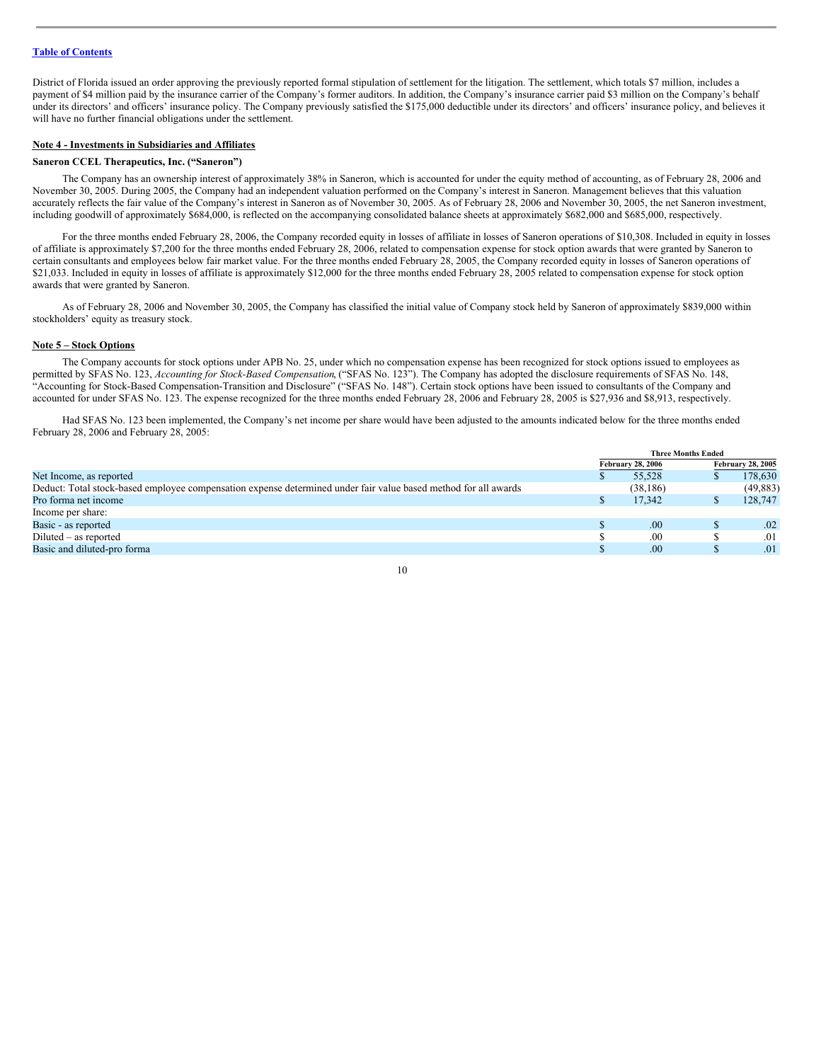District of Florida issued an order approving the previously reported formal stipulation of settlement for the litigation. The settlement, which totals $7 million, includes a payment of $4 million paid by the insurance carrier of the Company's former auditors. In addition, the Company's insurance carrier paid $3 million on the Company's behalf under its directors' and officers' insurance policy. The Company previously satisfied the $175,000 deductible under its directors' and officers' insurance policy, and believes it will have no further financial obligations under the settlement.

## Note 4 - Investments in Subsidiaries and Affiliates

### Saneron CCEL Therapeutics, Inc. ("Saneron")

The Company has an ownership interest of approximately 38% in Saneron, which is accounted for under the equity method of accounting, as of February 28, 2006 and November 30, 2005. During 2005, the Company had an independent valuation performed on the Company's interest in Saneron. Management believes that this valuation accurately reflects the fair value of the Company's interest in Saneron as of November 30, 2005. As of February 28, 2006 and November 30, 2005, the net Saneron investment, including goodwill of approximately $684,000, is reflected on the accompanying consolidated balance sheets at approximately $682,000 and $685,000, respectively.

For the three months ended February 28, 2006, the Company recorded equity in losses of affiliate in losses of Saneron operations of $10,308. Included in equity in losses of affiliate is approximately $7,200 for the three months ended February 28, 2006, related to compensation expense for stock option awards that were granted by Saneron to certain consultants and employees below fair market value. For the three months ended February 28, 2005, the Company recorded equity in losses of Saneron operations of $21,033. Included in equity in losses of affiliate is approximately $12,000 for the three months ended February 28, 2005 related to compensation expense for stock option awards that were granted by Saneron.

As of February 28, 2006 and November 30, 2005, the Company has classified the initial value of Company stock held by Saneron of approximately $839,000 within stockholders' equity as treasury stock.

## Note 5 – Stock Options

The Company accounts for stock options under APB No. 25, under which no compensation expense has been recognized for stock options issued to employees as permitted by SFAS No. 123, *Accounting for Stock-Based Compensation*, ("SFAS No. 123"). The Company has adopted the disclosure requirements of SFAS No. 148, "Accounting for Stock-Based Compensation-Transition and Disclosure" ("SFAS No. 148"). Certain stock options have been issued to consultants of the Company and accounted for under SFAS No. 123. The expense recognized for the three months ended February 28, 2006 and February 28, 2005 is $27,936 and $8,913, respectively.

Had SFAS No. 123 been implemented, the Company's net income per share would have been adjusted to the amounts indicated below for the three months ended February 28, 2006 and February 28, 2005:

| | Three Months Ended | |
|---|---|---|
| | February 28, 2006 | February 28, 2005 |
| Net Income, as reported | $ 55,528 | $ 178,630 |
| Deduct: Total stock-based employee compensation expense determined under fair value based method for all awards | (38,186) | (49,883) |
| Pro forma net income | $ 17,342 | $ 128,747 |
| Income per share: | | |
| Basic - as reported | $ .00 | $ .02 |
| Diluted – as reported | $ .00 | $ .01 |
| Basic and diluted-pro forma | $ .00 | $ .01 |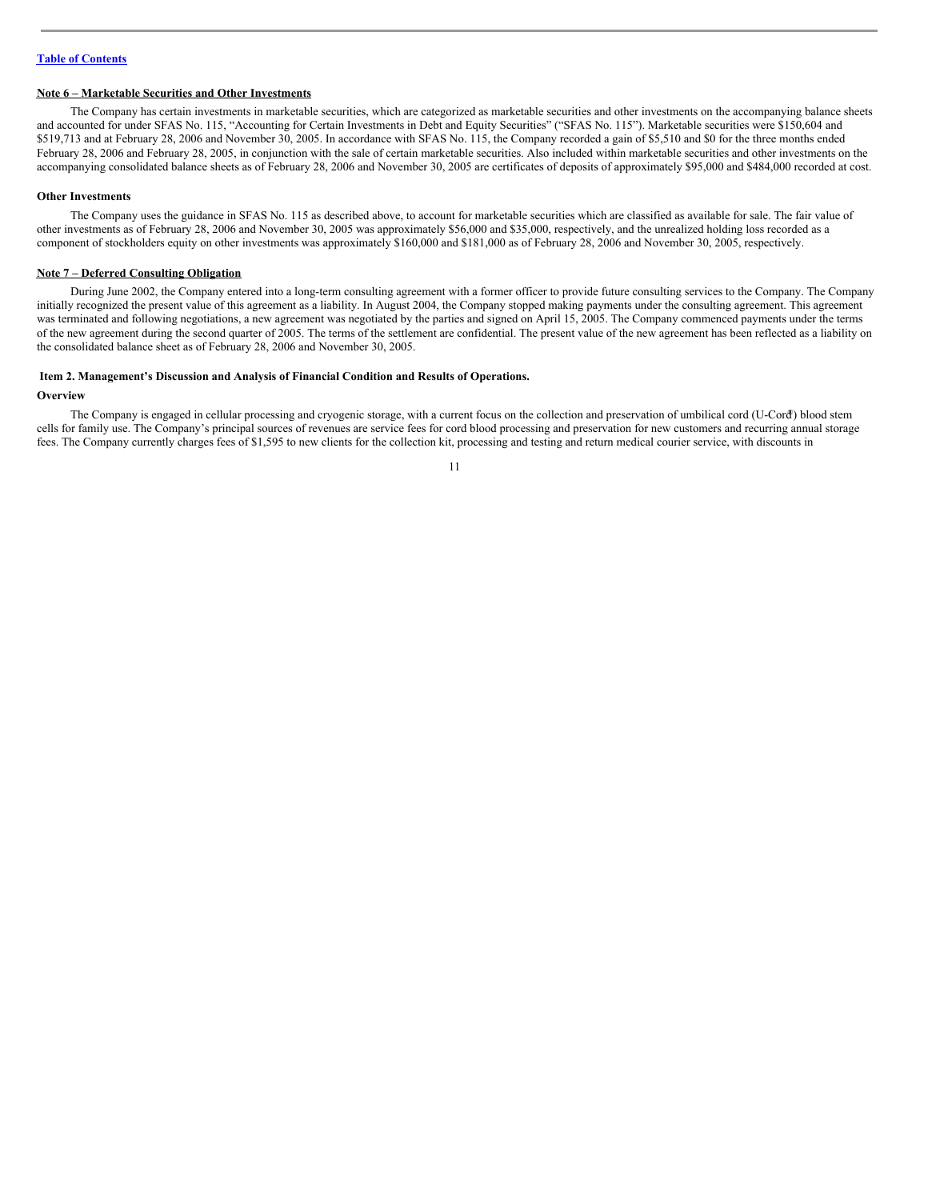[Table of Contents](#)

**Note 6 – Marketable Securities and Other Investments**

The Company has certain investments in marketable securities, which are categorized as marketable securities and other investments on the accompanying balance sheets and accounted for under SFAS No. 115, "Accounting for Certain Investments in Debt and Equity Securities" ("SFAS No. 115"). Marketable securities were $150,604 and $519,713 and at February 28, 2006 and November 30, 2005. In accordance with SFAS No. 115, the Company recorded a gain of $5,510 and $0 for the three months ended February 28, 2006 and February 28, 2005, in conjunction with the sale of certain marketable securities. Also included within marketable securities and other investments on the accompanying consolidated balance sheets as of February 28, 2006 and November 30, 2005 are certificates of deposits of approximately $95,000 and $484,000 recorded at cost.

**Other Investments**

The Company uses the guidance in SFAS No. 115 as described above, to account for marketable securities which are classified as available for sale. The fair value of other investments as of February 28, 2006 and November 30, 2005 was approximately $56,000 and $35,000, respectively, and the unrealized holding loss recorded as a component of stockholders equity on other investments was approximately $160,000 and $181,000 as of February 28, 2006 and November 30, 2005, respectively.

**Note 7 – Deferred Consulting Obligation**

During June 2002, the Company entered into a long-term consulting agreement with a former officer to provide future consulting services to the Company. The Company initially recognized the present value of this agreement as a liability. In August 2004, the Company stopped making payments under the consulting agreement. This agreement was terminated and following negotiations, a new agreement was negotiated by the parties and signed on April 15, 2005. The Company commenced payments under the terms of the new agreement during the second quarter of 2005. The terms of the settlement are confidential. The present value of the new agreement has been reflected as a liability on the consolidated balance sheet as of February 28, 2006 and November 30, 2005.

**Item 2. Management's Discussion and Analysis of Financial Condition and Results of Operations.**

**Overview**

The Company is engaged in cellular processing and cryogenic storage, with a current focus on the collection and preservation of umbilical cord (U-Cord®) blood stem cells for family use. The Company's principal sources of revenues are service fees for cord blood processing and preservation for new customers and recurring annual storage fees. The Company currently charges fees of $1,595 to new clients for the collection kit, processing and testing and return medical courier service, with discounts in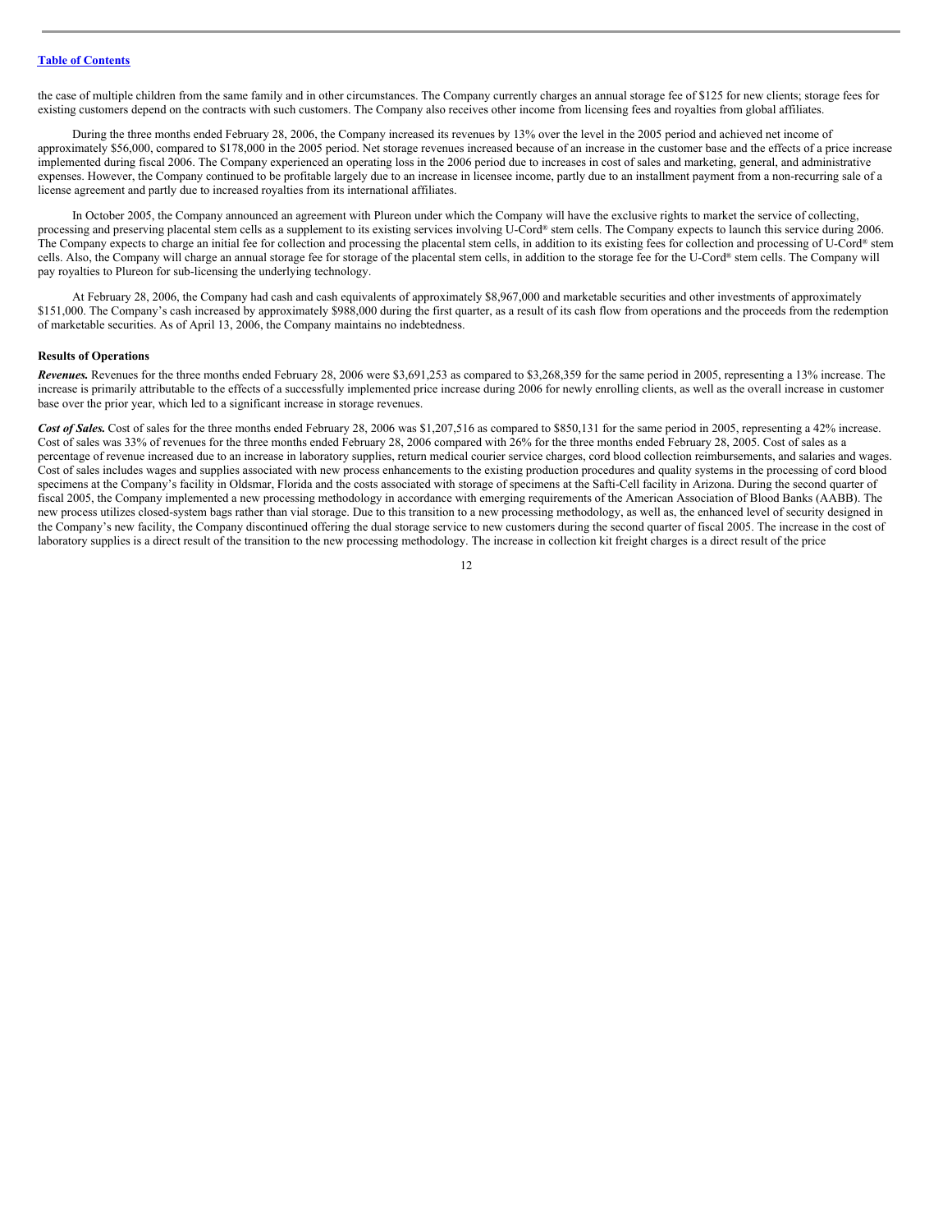the case of multiple children from the same family and in other circumstances. The Company currently charges an annual storage fee of $125 for new clients; storage fees for existing customers depend on the contracts with such customers. The Company also receives other income from licensing fees and royalties from global affiliates.

During the three months ended February 28, 2006, the Company increased its revenues by 13% over the level in the 2005 period and achieved net income of approximately $56,000, compared to $178,000 in the 2005 period. Net storage revenues increased because of an increase in the customer base and the effects of a price increase implemented during fiscal 2006. The Company experienced an operating loss in the 2006 period due to increases in cost of sales and marketing, general, and administrative expenses. However, the Company continued to be profitable largely due to an increase in licensee income, partly due to an installment payment from a non-recurring sale of a license agreement and partly due to increased royalties from its international affiliates.

In October 2005, the Company announced an agreement with Plureon under which the Company will have the exclusive rights to market the service of collecting, processing and preserving placental stem cells as a supplement to its existing services involving U-Cord® stem cells. The Company expects to launch this service during 2006. The Company expects to charge an initial fee for collection and processing the placental stem cells, in addition to its existing fees for collection and processing of U-Cord® stem cells. Also, the Company will charge an annual storage fee for storage of the placental stem cells, in addition to the storage fee for the U-Cord® stem cells. The Company will pay royalties to Plureon for sub-licensing the underlying technology.

At February 28, 2006, the Company had cash and cash equivalents of approximately $8,967,000 and marketable securities and other investments of approximately $151,000. The Company's cash increased by approximately $988,000 during the first quarter, as a result of its cash flow from operations and the proceeds from the redemption of marketable securities. As of April 13, 2006, the Company maintains no indebtedness.

**Results of Operations**

***Revenues.*** Revenues for the three months ended February 28, 2006 were $3,691,253 as compared to $3,268,359 for the same period in 2005, representing a 13% increase. The increase is primarily attributable to the effects of a successfully implemented price increase during 2006 for newly enrolling clients, as well as the overall increase in customer base over the prior year, which led to a significant increase in storage revenues.

***Cost of Sales.*** Cost of sales for the three months ended February 28, 2006 was $1,207,516 as compared to $850,131 for the same period in 2005, representing a 42% increase. Cost of sales was 33% of revenues for the three months ended February 28, 2006 compared with 26% for the three months ended February 28, 2005. Cost of sales as a percentage of revenue increased due to an increase in laboratory supplies, return medical courier service charges, cord blood collection reimbursements, and salaries and wages. Cost of sales includes wages and supplies associated with new process enhancements to the existing production procedures and quality systems in the processing of cord blood specimens at the Company's facility in Oldsmar, Florida and the costs associated with storage of specimens at the Safti-Cell facility in Arizona. During the second quarter of fiscal 2005, the Company implemented a new processing methodology in accordance with emerging requirements of the American Association of Blood Banks (AABB). The new process utilizes closed-system bags rather than vial storage. Due to this transition to a new processing methodology, as well as, the enhanced level of security designed in the Company's new facility, the Company discontinued offering the dual storage service to new customers during the second quarter of fiscal 2005. The increase in the cost of laboratory supplies is a direct result of the transition to the new processing methodology. The increase in collection kit freight charges is a direct result of the price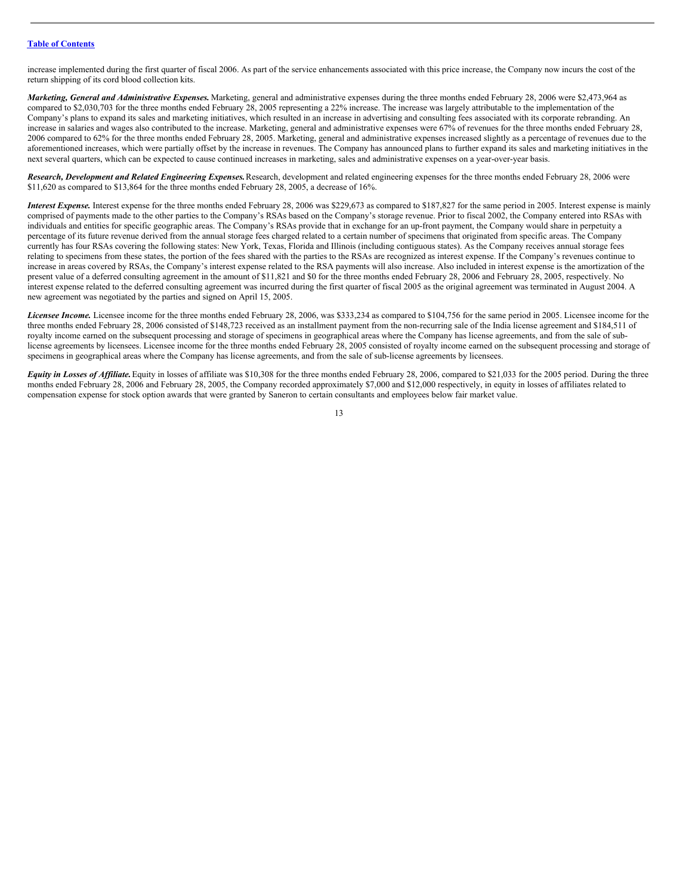increase implemented during the first quarter of fiscal 2006. As part of the service enhancements associated with this price increase, the Company now incurs the cost of the return shipping of its cord blood collection kits.

***Marketing, General and Administrative Expenses.*** Marketing, general and administrative expenses during the three months ended February 28, 2006 were $2,473,964 as compared to $2,030,703 for the three months ended February 28, 2005 representing a 22% increase. The increase was largely attributable to the implementation of the Company's plans to expand its sales and marketing initiatives, which resulted in an increase in advertising and consulting fees associated with its corporate rebranding. An increase in salaries and wages also contributed to the increase. Marketing, general and administrative expenses were 67% of revenues for the three months ended February 28, 2006 compared to 62% for the three months ended February 28, 2005. Marketing, general and administrative expenses increased slightly as a percentage of revenues due to the aforementioned increases, which were partially offset by the increase in revenues. The Company has announced plans to further expand its sales and marketing initiatives in the next several quarters, which can be expected to cause continued increases in marketing, sales and administrative expenses on a year-over-year basis.

***Research, Development and Related Engineering Expenses.*** Research, development and related engineering expenses for the three months ended February 28, 2006 were $11,620 as compared to $13,864 for the three months ended February 28, 2005, a decrease of 16%.

***Interest Expense.*** Interest expense for the three months ended February 28, 2006 was $229,673 as compared to $187,827 for the same period in 2005. Interest expense is mainly comprised of payments made to the other parties to the Company's RSAs based on the Company's storage revenue. Prior to fiscal 2002, the Company entered into RSAs with individuals and entities for specific geographic areas. The Company's RSAs provide that in exchange for an up-front payment, the Company would share in perpetuity a percentage of its future revenue derived from the annual storage fees charged related to a certain number of specimens that originated from specific areas. The Company currently has four RSAs covering the following states: New York, Texas, Florida and Illinois (including contiguous states). As the Company receives annual storage fees relating to specimens from these states, the portion of the fees shared with the parties to the RSAs are recognized as interest expense. If the Company's revenues continue to increase in areas covered by RSAs, the Company's interest expense related to the RSA payments will also increase. Also included in interest expense is the amortization of the present value of a deferred consulting agreement in the amount of $11,821 and $0 for the three months ended February 28, 2006 and February 28, 2005, respectively. No interest expense related to the deferred consulting agreement was incurred during the first quarter of fiscal 2005 as the original agreement was terminated in August 2004. A new agreement was negotiated by the parties and signed on April 15, 2005.

***Licensee Income.*** Licensee income for the three months ended February 28, 2006, was $333,234 as compared to $104,756 for the same period in 2005. Licensee income for the three months ended February 28, 2006 consisted of $148,723 received as an installment payment from the non-recurring sale of the India license agreement and $184,511 of royalty income earned on the subsequent processing and storage of specimens in geographical areas where the Company has license agreements, and from the sale of sub-license agreements by licensees. Licensee income for the three months ended February 28, 2005 consisted of royalty income earned on the subsequent processing and storage of specimens in geographical areas where the Company has license agreements, and from the sale of sub-license agreements by licensees.

***Equity in Losses of Affiliate.*** Equity in losses of affiliate was $10,308 for the three months ended February 28, 2006, compared to $21,033 for the 2005 period. During the three months ended February 28, 2006 and February 28, 2005, the Company recorded approximately $7,000 and $12,000 respectively, in equity in losses of affiliates related to compensation expense for stock option awards that were granted by Saneron to certain consultants and employees below fair market value.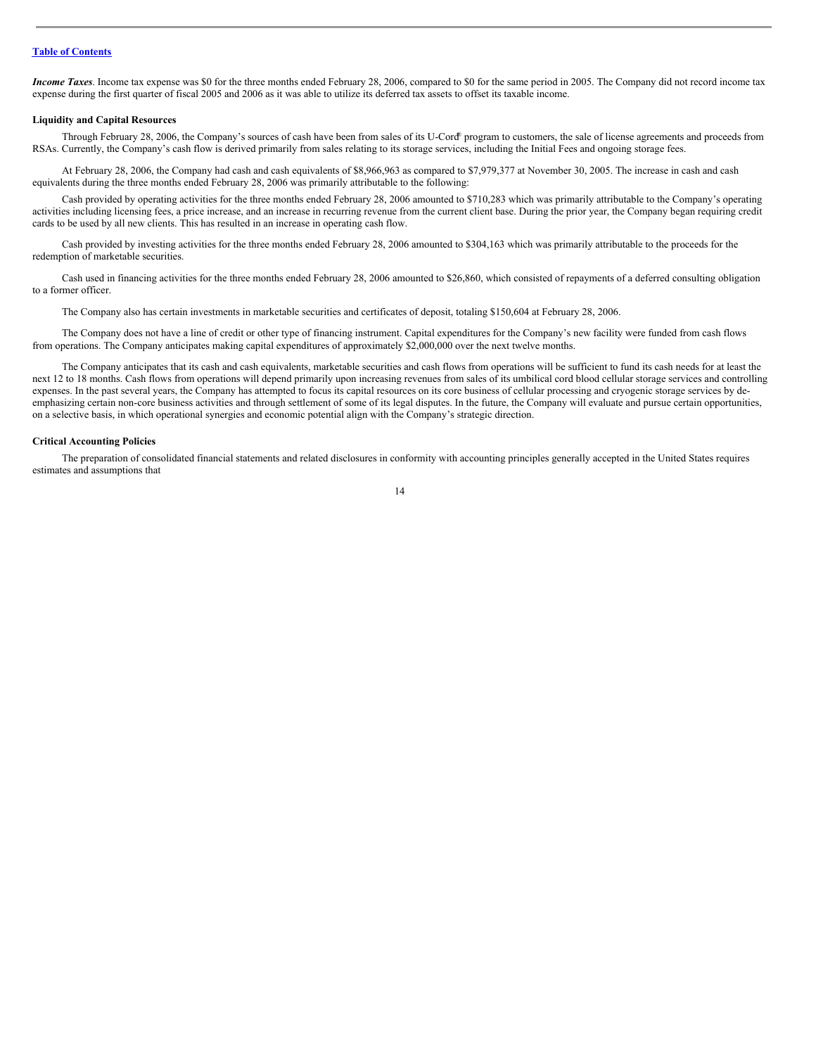***Income Taxes*.** Income tax expense was $0 for the three months ended February 28, 2006, compared to $0 for the same period in 2005. The Company did not record income tax expense during the first quarter of fiscal 2005 and 2006 as it was able to utilize its deferred tax assets to offset its taxable income.

**Liquidity and Capital Resources**

Through February 28, 2006, the Company's sources of cash have been from sales of its U-Cord® program to customers, the sale of license agreements and proceeds from RSAs. Currently, the Company's cash flow is derived primarily from sales relating to its storage services, including the Initial Fees and ongoing storage fees.

At February 28, 2006, the Company had cash and cash equivalents of $8,966,963 as compared to $7,979,377 at November 30, 2005. The increase in cash and cash equivalents during the three months ended February 28, 2006 was primarily attributable to the following:

Cash provided by operating activities for the three months ended February 28, 2006 amounted to $710,283 which was primarily attributable to the Company's operating activities including licensing fees, a price increase, and an increase in recurring revenue from the current client base. During the prior year, the Company began requiring credit cards to be used by all new clients. This has resulted in an increase in operating cash flow.

Cash provided by investing activities for the three months ended February 28, 2006 amounted to $304,163 which was primarily attributable to the proceeds for the redemption of marketable securities.

Cash used in financing activities for the three months ended February 28, 2006 amounted to $26,860, which consisted of repayments of a deferred consulting obligation to a former officer.

The Company also has certain investments in marketable securities and certificates of deposit, totaling $150,604 at February 28, 2006.

The Company does not have a line of credit or other type of financing instrument. Capital expenditures for the Company's new facility were funded from cash flows from operations. The Company anticipates making capital expenditures of approximately $2,000,000 over the next twelve months.

The Company anticipates that its cash and cash equivalents, marketable securities and cash flows from operations will be sufficient to fund its cash needs for at least the next 12 to 18 months. Cash flows from operations will depend primarily upon increasing revenues from sales of its umbilical cord blood cellular storage services and controlling expenses. In the past several years, the Company has attempted to focus its capital resources on its core business of cellular processing and cryogenic storage services by de-emphasizing certain non-core business activities and through settlement of some of its legal disputes. In the future, the Company will evaluate and pursue certain opportunities, on a selective basis, in which operational synergies and economic potential align with the Company's strategic direction.

**Critical Accounting Policies**

The preparation of consolidated financial statements and related disclosures in conformity with accounting principles generally accepted in the United States requires estimates and assumptions that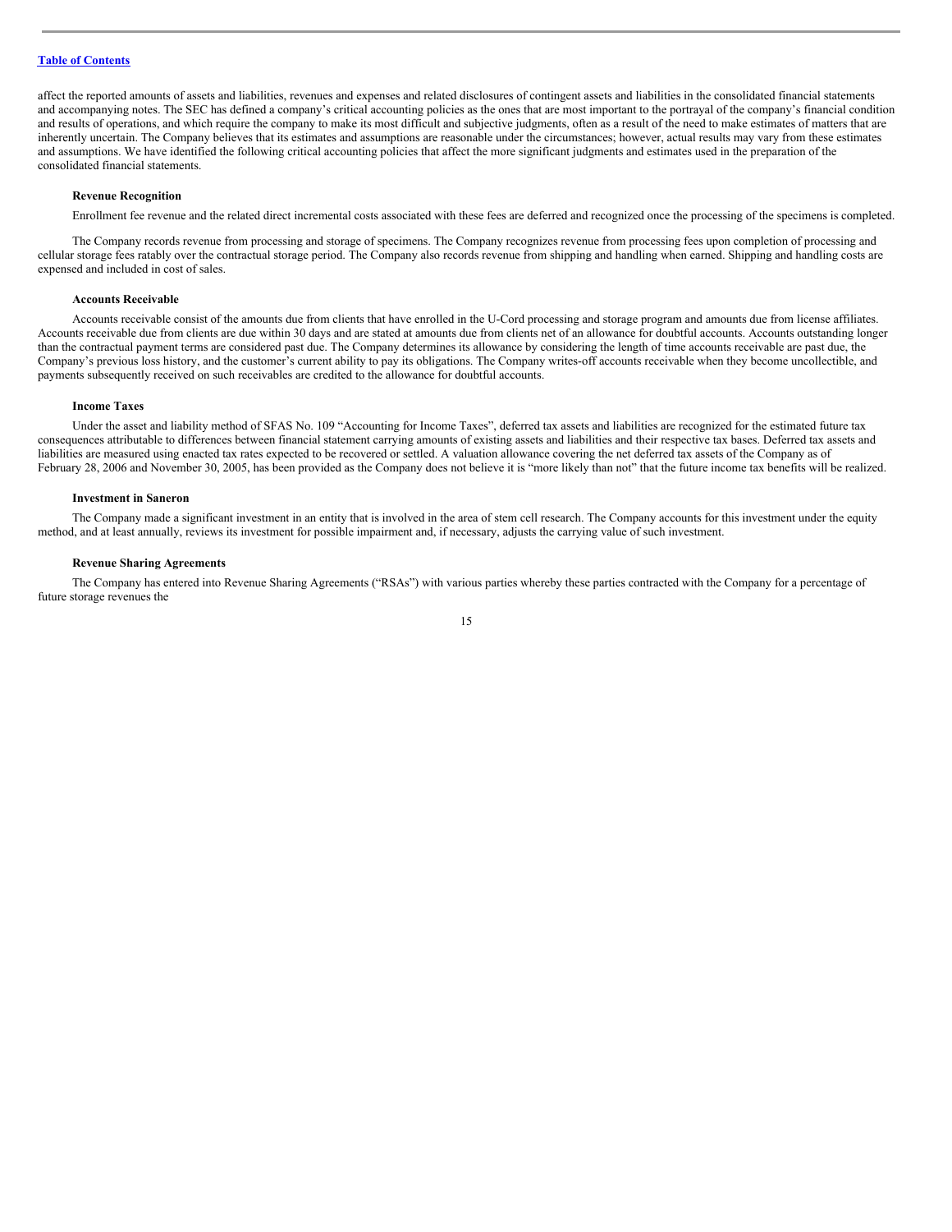affect the reported amounts of assets and liabilities, revenues and expenses and related disclosures of contingent assets and liabilities in the consolidated financial statements and accompanying notes. The SEC has defined a company's critical accounting policies as the ones that are most important to the portrayal of the company's financial condition and results of operations, and which require the company to make its most difficult and subjective judgments, often as a result of the need to make estimates of matters that are inherently uncertain. The Company believes that its estimates and assumptions are reasonable under the circumstances; however, actual results may vary from these estimates and assumptions. We have identified the following critical accounting policies that affect the more significant judgments and estimates used in the preparation of the consolidated financial statements.

**Revenue Recognition**

Enrollment fee revenue and the related direct incremental costs associated with these fees are deferred and recognized once the processing of the specimens is completed.

The Company records revenue from processing and storage of specimens. The Company recognizes revenue from processing fees upon completion of processing and cellular storage fees ratably over the contractual storage period. The Company also records revenue from shipping and handling when earned. Shipping and handling costs are expensed and included in cost of sales.

**Accounts Receivable**

Accounts receivable consist of the amounts due from clients that have enrolled in the U-Cord processing and storage program and amounts due from license affiliates. Accounts receivable due from clients are due within 30 days and are stated at amounts due from clients net of an allowance for doubtful accounts. Accounts outstanding longer than the contractual payment terms are considered past due. The Company determines its allowance by considering the length of time accounts receivable are past due, the Company's previous loss history, and the customer's current ability to pay its obligations. The Company writes-off accounts receivable when they become uncollectible, and payments subsequently received on such receivables are credited to the allowance for doubtful accounts.

**Income Taxes**

Under the asset and liability method of SFAS No. 109 "Accounting for Income Taxes", deferred tax assets and liabilities are recognized for the estimated future tax consequences attributable to differences between financial statement carrying amounts of existing assets and liabilities and their respective tax bases. Deferred tax assets and liabilities are measured using enacted tax rates expected to be recovered or settled. A valuation allowance covering the net deferred tax assets of the Company as of February 28, 2006 and November 30, 2005, has been provided as the Company does not believe it is "more likely than not" that the future income tax benefits will be realized.

**Investment in Saneron**

The Company made a significant investment in an entity that is involved in the area of stem cell research. The Company accounts for this investment under the equity method, and at least annually, reviews its investment for possible impairment and, if necessary, adjusts the carrying value of such investment.

**Revenue Sharing Agreements**

The Company has entered into Revenue Sharing Agreements ("RSAs") with various parties whereby these parties contracted with the Company for a percentage of future storage revenues the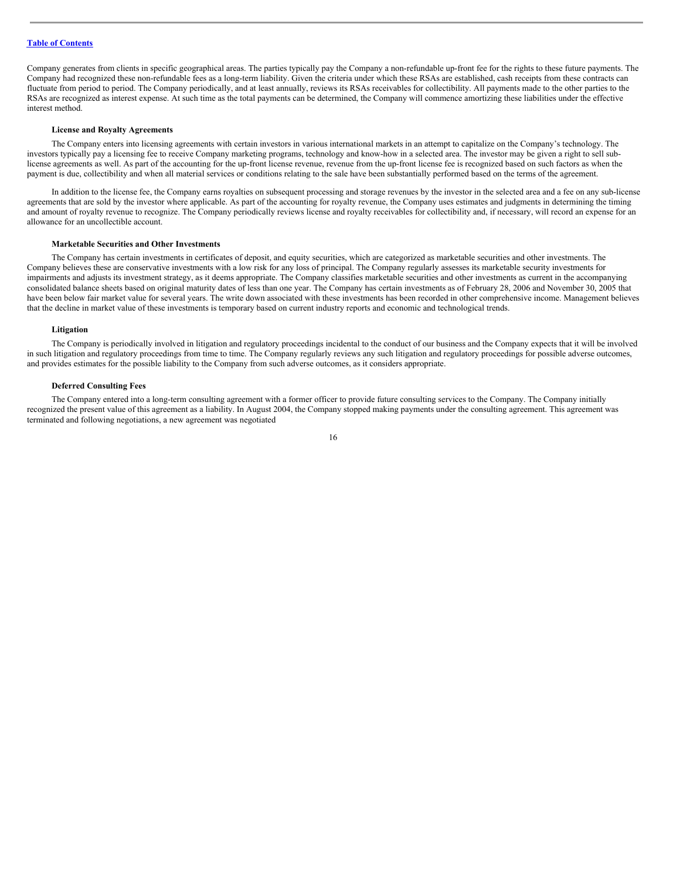Company generates from clients in specific geographical areas. The parties typically pay the Company a non-refundable up-front fee for the rights to these future payments. The Company had recognized these non-refundable fees as a long-term liability. Given the criteria under which these RSAs are established, cash receipts from these contracts can fluctuate from period to period. The Company periodically, and at least annually, reviews its RSAs receivables for collectibility. All payments made to the other parties to the RSAs are recognized as interest expense. At such time as the total payments can be determined, the Company will commence amortizing these liabilities under the effective interest method.

**License and Royalty Agreements**

The Company enters into licensing agreements with certain investors in various international markets in an attempt to capitalize on the Company's technology. The investors typically pay a licensing fee to receive Company marketing programs, technology and know-how in a selected area. The investor may be given a right to sell sub-license agreements as well. As part of the accounting for the up-front license revenue, revenue from the up-front license fee is recognized based on such factors as when the payment is due, collectibility and when all material services or conditions relating to the sale have been substantially performed based on the terms of the agreement.

In addition to the license fee, the Company earns royalties on subsequent processing and storage revenues by the investor in the selected area and a fee on any sub-license agreements that are sold by the investor where applicable. As part of the accounting for royalty revenue, the Company uses estimates and judgments in determining the timing and amount of royalty revenue to recognize. The Company periodically reviews license and royalty receivables for collectibility and, if necessary, will record an expense for an allowance for an uncollectible account.

**Marketable Securities and Other Investments**

The Company has certain investments in certificates of deposit, and equity securities, which are categorized as marketable securities and other investments. The Company believes these are conservative investments with a low risk for any loss of principal. The Company regularly assesses its marketable security investments for impairments and adjusts its investment strategy, as it deems appropriate. The Company classifies marketable securities and other investments as current in the accompanying consolidated balance sheets based on original maturity dates of less than one year. The Company has certain investments as of February 28, 2006 and November 30, 2005 that have been below fair market value for several years. The write down associated with these investments has been recorded in other comprehensive income. Management believes that the decline in market value of these investments is temporary based on current industry reports and economic and technological trends.

**Litigation**

The Company is periodically involved in litigation and regulatory proceedings incidental to the conduct of our business and the Company expects that it will be involved in such litigation and regulatory proceedings from time to time. The Company regularly reviews any such litigation and regulatory proceedings for possible adverse outcomes, and provides estimates for the possible liability to the Company from such adverse outcomes, as it considers appropriate.

**Deferred Consulting Fees**

The Company entered into a long-term consulting agreement with a former officer to provide future consulting services to the Company. The Company initially recognized the present value of this agreement as a liability. In August 2004, the Company stopped making payments under the consulting agreement. This agreement was terminated and following negotiations, a new agreement was negotiated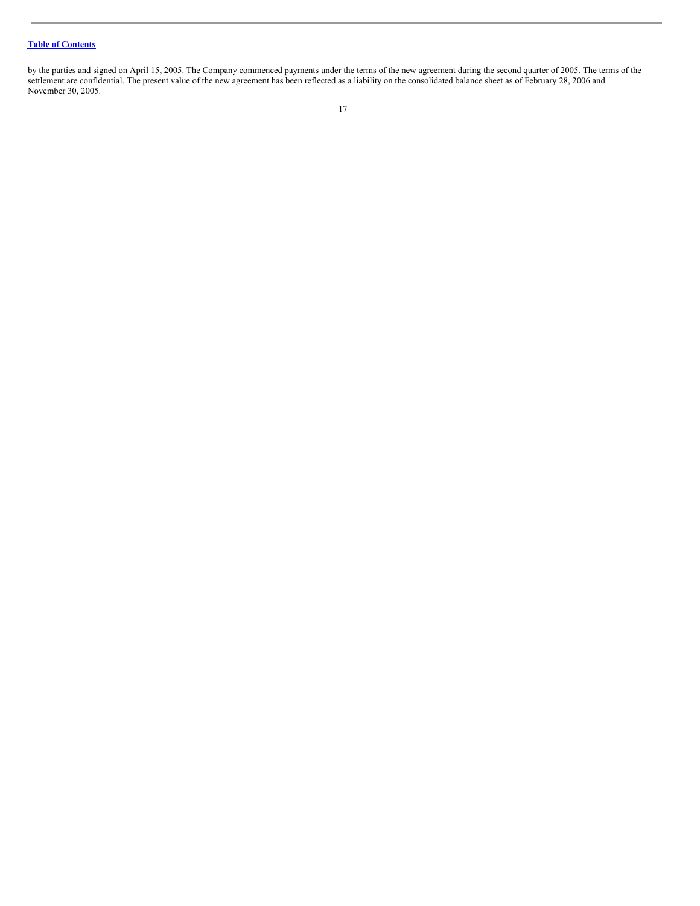by the parties and signed on April 15, 2005. The Company commenced payments under the terms of the new agreement during the second quarter of 2005. The terms of the settlement are confidential. The present value of the new agreement has been reflected as a liability on the consolidated balance sheet as of February 28, 2006 and November 30, 2005.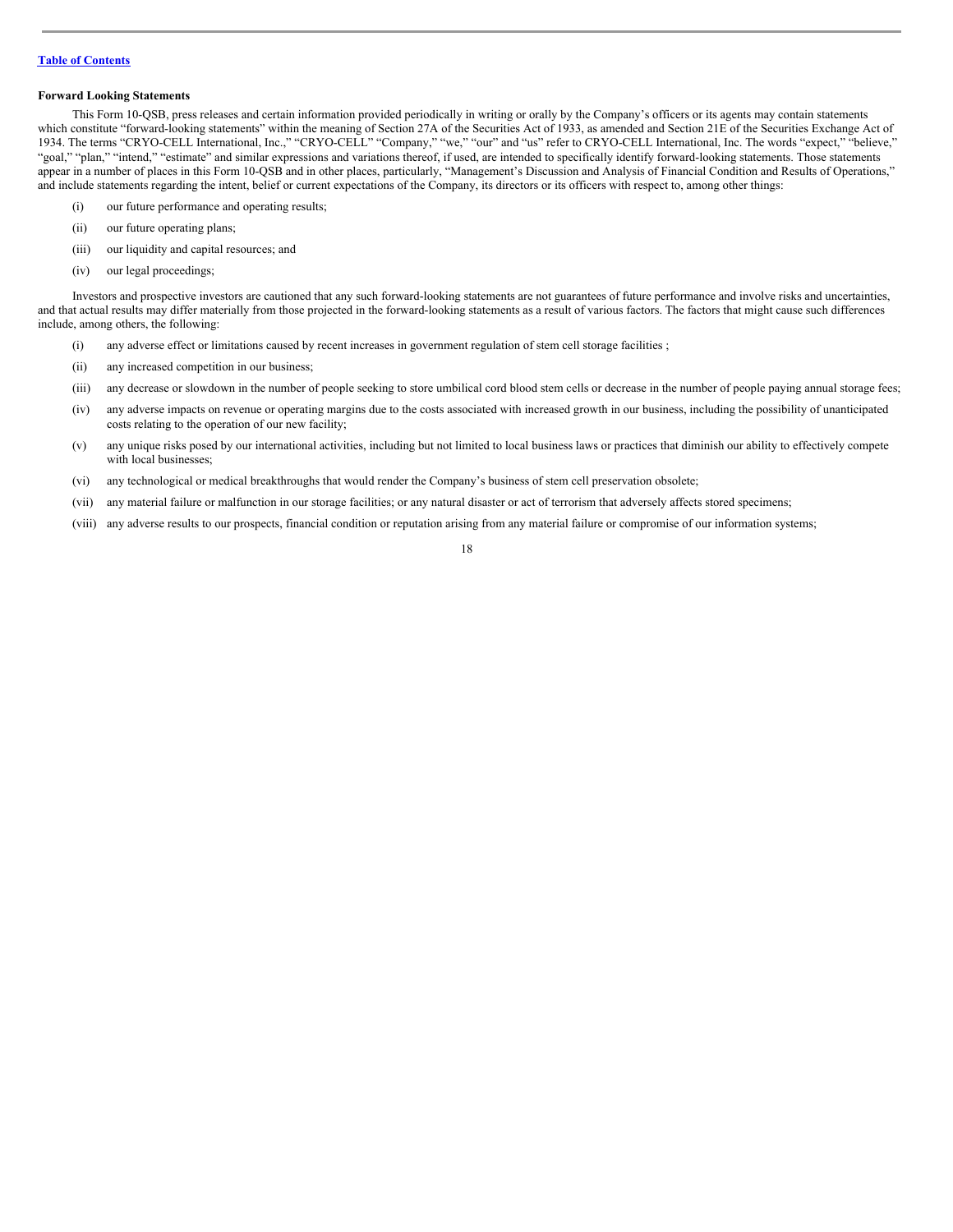**Forward Looking Statements**

This Form 10-QSB, press releases and certain information provided periodically in writing or orally by the Company's officers or its agents may contain statements which constitute "forward-looking statements" within the meaning of Section 27A of the Securities Act of 1933, as amended and Section 21E of the Securities Exchange Act of 1934. The terms "CRYO-CELL International, Inc.," "CRYO-CELL" "Company," "we," "our" and "us" refer to CRYO-CELL International, Inc. The words "expect," "believe," "goal," "plan," "intend," "estimate" and similar expressions and variations thereof, if used, are intended to specifically identify forward-looking statements. Those statements appear in a number of places in this Form 10-QSB and in other places, particularly, "Management's Discussion and Analysis of Financial Condition and Results of Operations," and include statements regarding the intent, belief or current expectations of the Company, its directors or its officers with respect to, among other things:

(i) our future performance and operating results;

(ii) our future operating plans;

(iii) our liquidity and capital resources; and

(iv) our legal proceedings;

Investors and prospective investors are cautioned that any such forward-looking statements are not guarantees of future performance and involve risks and uncertainties, and that actual results may differ materially from those projected in the forward-looking statements as a result of various factors. The factors that might cause such differences include, among others, the following:

(i) any adverse effect or limitations caused by recent increases in government regulation of stem cell storage facilities ;

(ii) any increased competition in our business;

(iii) any decrease or slowdown in the number of people seeking to store umbilical cord blood stem cells or decrease in the number of people paying annual storage fees;

(iv) any adverse impacts on revenue or operating margins due to the costs associated with increased growth in our business, including the possibility of unanticipated costs relating to the operation of our new facility;

(v) any unique risks posed by our international activities, including but not limited to local business laws or practices that diminish our ability to effectively compete with local businesses;

(vi) any technological or medical breakthroughs that would render the Company's business of stem cell preservation obsolete;

(vii) any material failure or malfunction in our storage facilities; or any natural disaster or act of terrorism that adversely affects stored specimens;

(viii) any adverse results to our prospects, financial condition or reputation arising from any material failure or compromise of our information systems;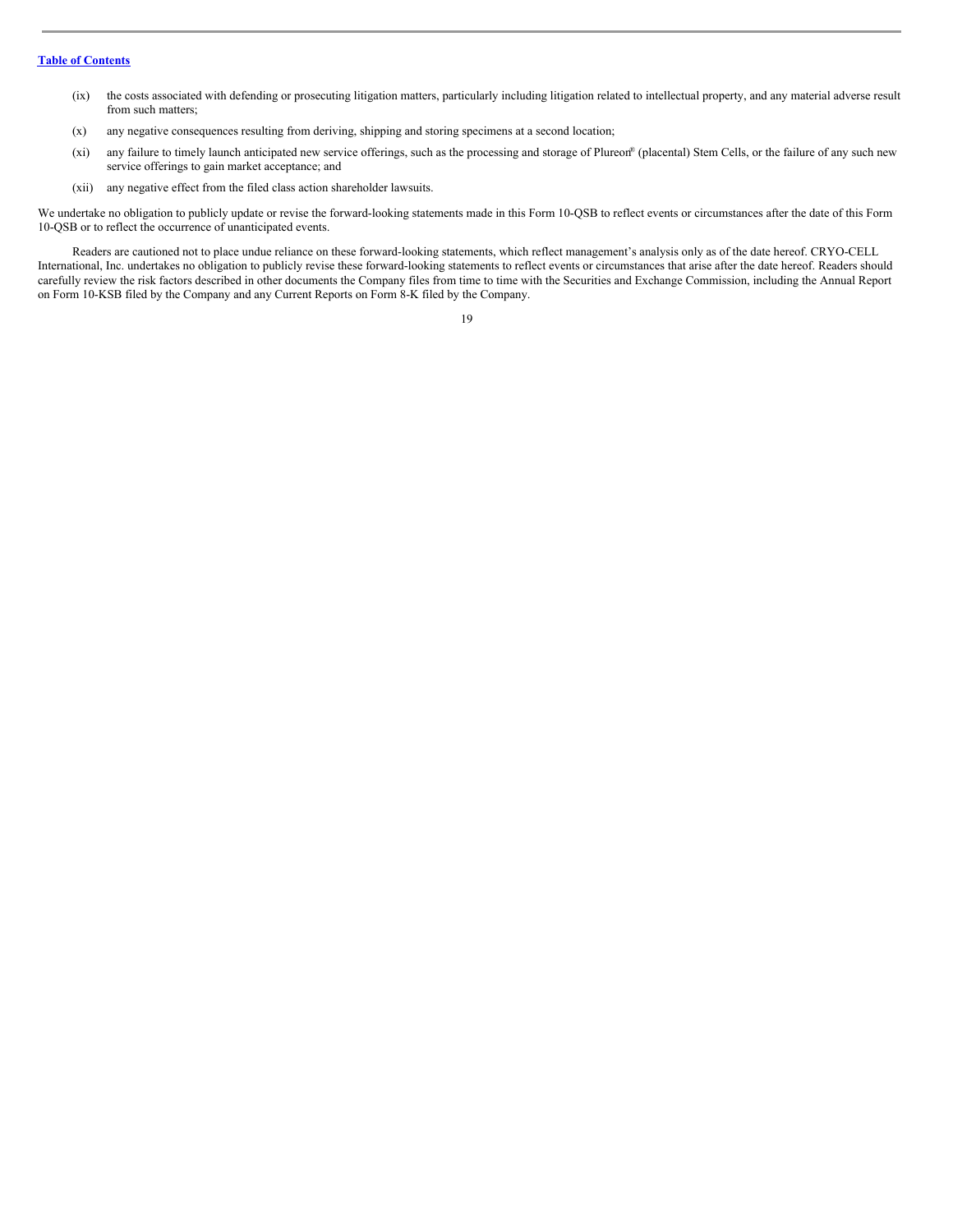(ix) the costs associated with defending or prosecuting litigation matters, particularly including litigation related to intellectual property, and any material adverse result from such matters;

(x) any negative consequences resulting from deriving, shipping and storing specimens at a second location;

(xi) any failure to timely launch anticipated new service offerings, such as the processing and storage of Plureon® (placental) Stem Cells, or the failure of any such new service offerings to gain market acceptance; and

(xii) any negative effect from the filed class action shareholder lawsuits.

We undertake no obligation to publicly update or revise the forward-looking statements made in this Form 10-QSB to reflect events or circumstances after the date of this Form 10-QSB or to reflect the occurrence of unanticipated events.

Readers are cautioned not to place undue reliance on these forward-looking statements, which reflect management's analysis only as of the date hereof. CRYO-CELL International, Inc. undertakes no obligation to publicly revise these forward-looking statements to reflect events or circumstances that arise after the date hereof. Readers should carefully review the risk factors described in other documents the Company files from time to time with the Securities and Exchange Commission, including the Annual Report on Form 10-KSB filed by the Company and any Current Reports on Form 8-K filed by the Company.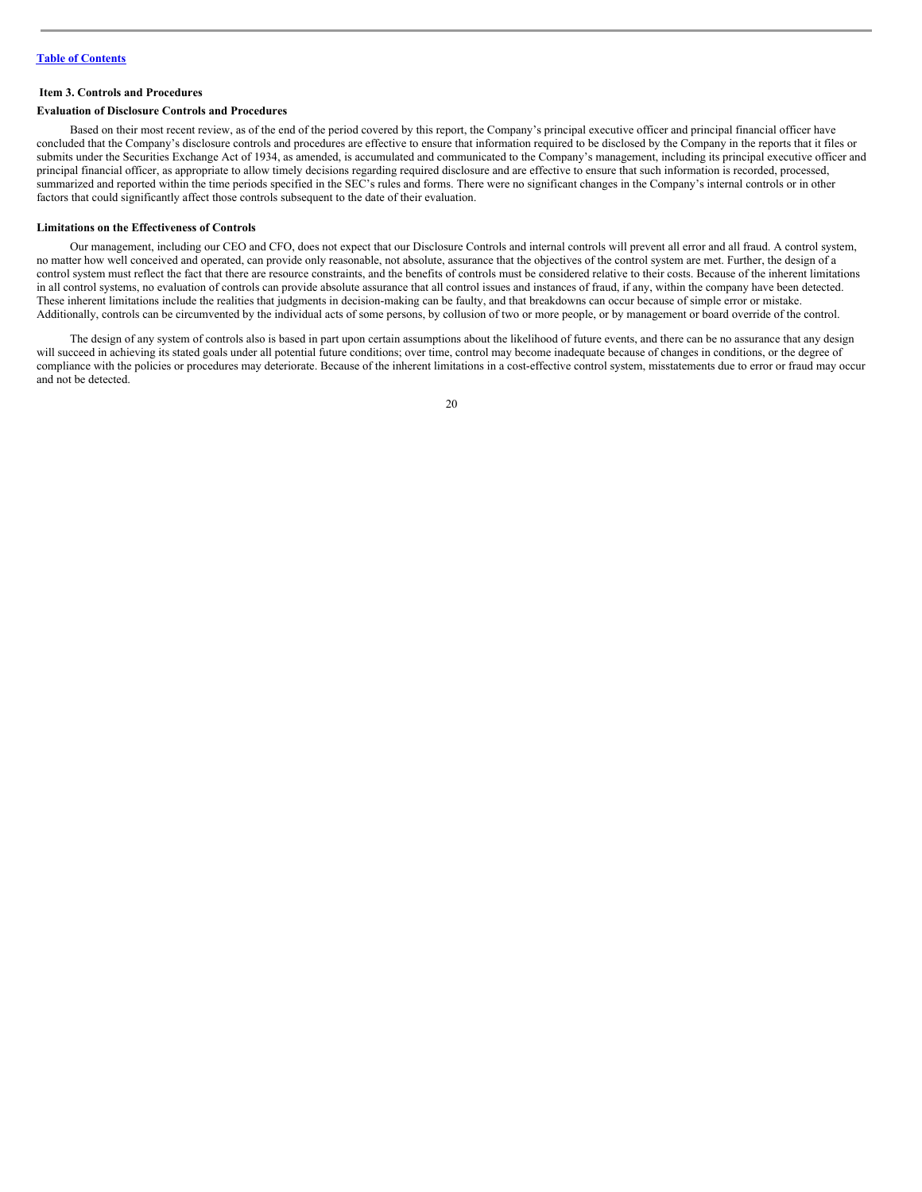### Item 3. Controls and Procedures

#### Evaluation of Disclosure Controls and Procedures

Based on their most recent review, as of the end of the period covered by this report, the Company's principal executive officer and principal financial officer have concluded that the Company's disclosure controls and procedures are effective to ensure that information required to be disclosed by the Company in the reports that it files or submits under the Securities Exchange Act of 1934, as amended, is accumulated and communicated to the Company's management, including its principal executive officer and principal financial officer, as appropriate to allow timely decisions regarding required disclosure and are effective to ensure that such information is recorded, processed, summarized and reported within the time periods specified in the SEC's rules and forms. There were no significant changes in the Company's internal controls or in other factors that could significantly affect those controls subsequent to the date of their evaluation.

#### Limitations on the Effectiveness of Controls

Our management, including our CEO and CFO, does not expect that our Disclosure Controls and internal controls will prevent all error and all fraud. A control system, no matter how well conceived and operated, can provide only reasonable, not absolute, assurance that the objectives of the control system are met. Further, the design of a control system must reflect the fact that there are resource constraints, and the benefits of controls must be considered relative to their costs. Because of the inherent limitations in all control systems, no evaluation of controls can provide absolute assurance that all control issues and instances of fraud, if any, within the company have been detected. These inherent limitations include the realities that judgments in decision-making can be faulty, and that breakdowns can occur because of simple error or mistake. Additionally, controls can be circumvented by the individual acts of some persons, by collusion of two or more people, or by management or board override of the control.

The design of any system of controls also is based in part upon certain assumptions about the likelihood of future events, and there can be no assurance that any design will succeed in achieving its stated goals under all potential future conditions; over time, control may become inadequate because of changes in conditions, or the degree of compliance with the policies or procedures may deteriorate. Because of the inherent limitations in a cost-effective control system, misstatements due to error or fraud may occur and not be detected.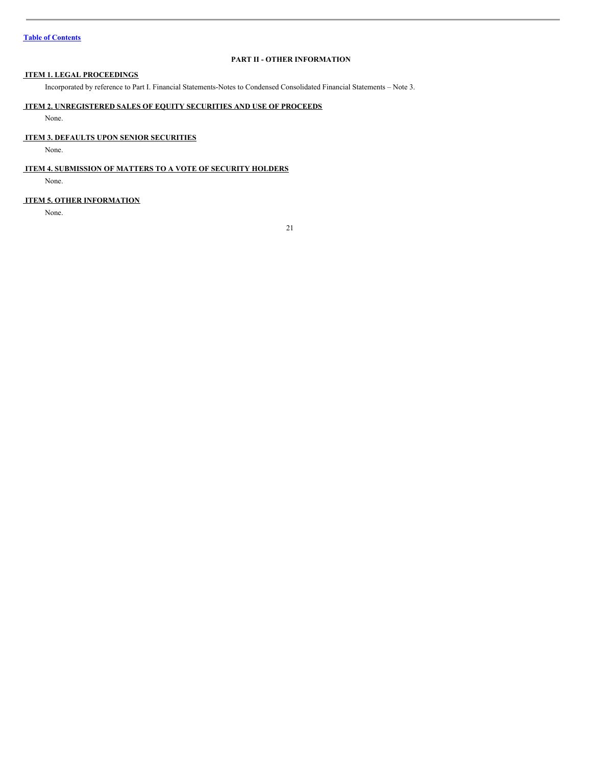Table of Contents

## PART II - OTHER INFORMATION

### ITEM 1. LEGAL PROCEEDINGS

Incorporated by reference to Part I. Financial Statements-Notes to Condensed Consolidated Financial Statements – Note 3.

### ITEM 2. UNREGISTERED SALES OF EQUITY SECURITIES AND USE OF PROCEEDS

None.

### ITEM 3. DEFAULTS UPON SENIOR SECURITIES

None.

### ITEM 4. SUBMISSION OF MATTERS TO A VOTE OF SECURITY HOLDERS

None.

### ITEM 5. OTHER INFORMATION

None.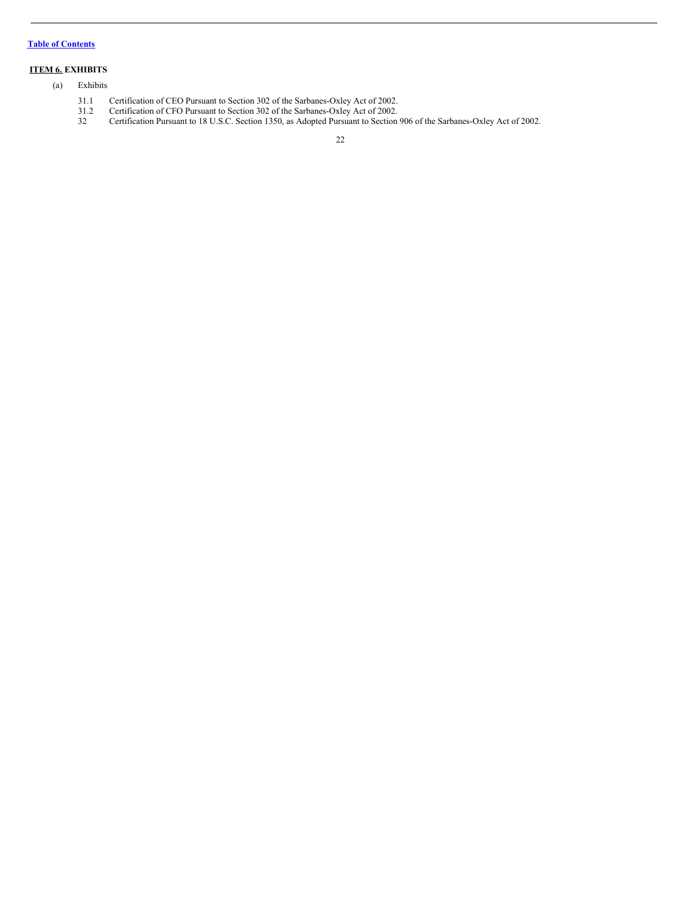## ITEM 6. EXHIBITS

(a) Exhibits

| | |
|---|---|
| 31.1 | Certification of CEO Pursuant to Section 302 of the Sarbanes-Oxley Act of 2002. |
| 31.2 | Certification of CFO Pursuant to Section 302 of the Sarbanes-Oxley Act of 2002. |
| 32 | Certification Pursuant to 18 U.S.C. Section 1350, as Adopted Pursuant to Section 906 of the Sarbanes-Oxley Act of 2002. |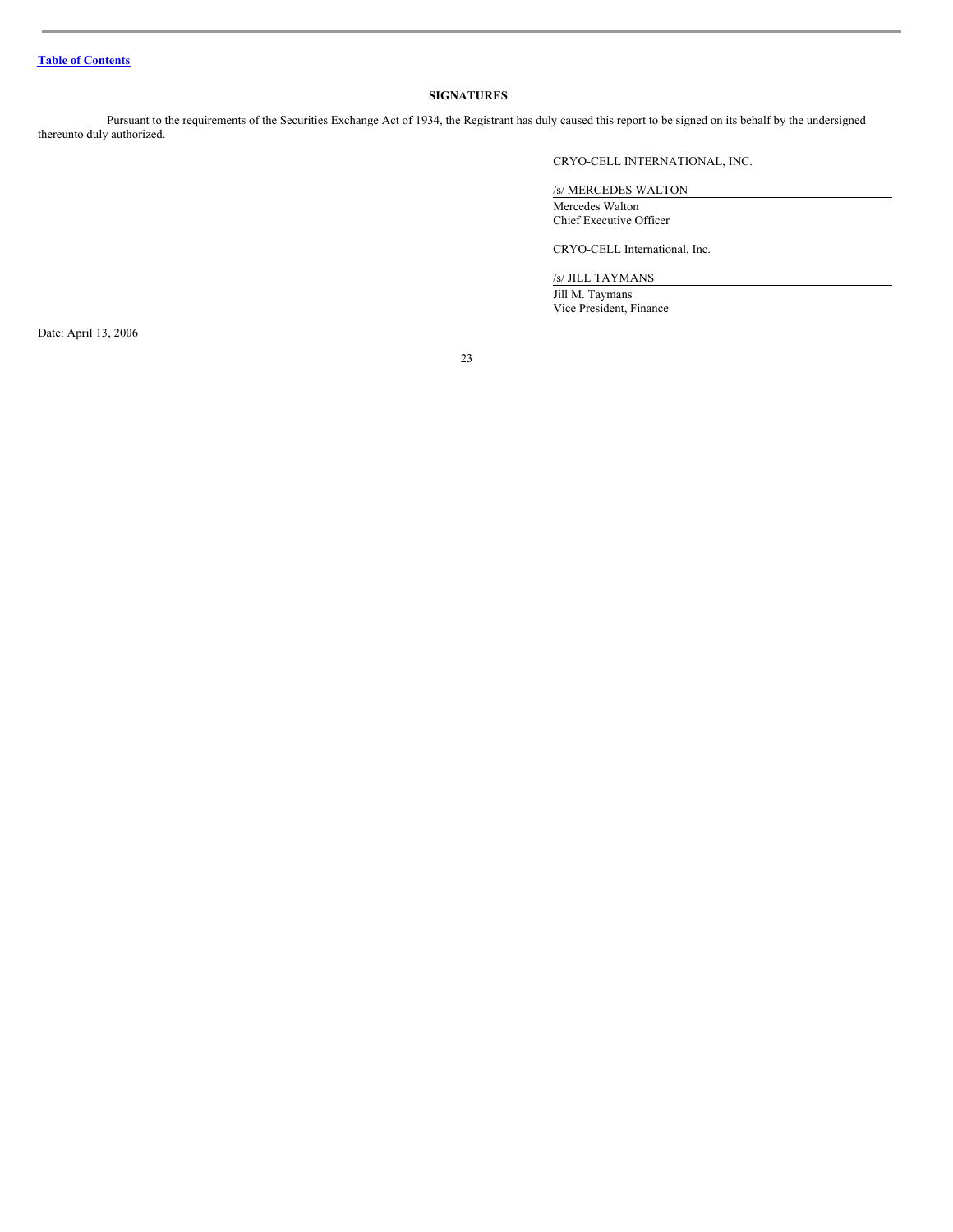[Table of Contents](#)

## SIGNATURES

Pursuant to the requirements of the Securities Exchange Act of 1934, the Registrant has duly caused this report to be signed on its behalf by the undersigned thereunto duly authorized.

CRYO-CELL INTERNATIONAL, INC.

/s/ MERCEDES WALTON

Mercedes Walton
Chief Executive Officer

CRYO-CELL International, Inc.

/s/ JILL TAYMANS

Jill M. Taymans
Vice President, Finance

Date: April 13, 2006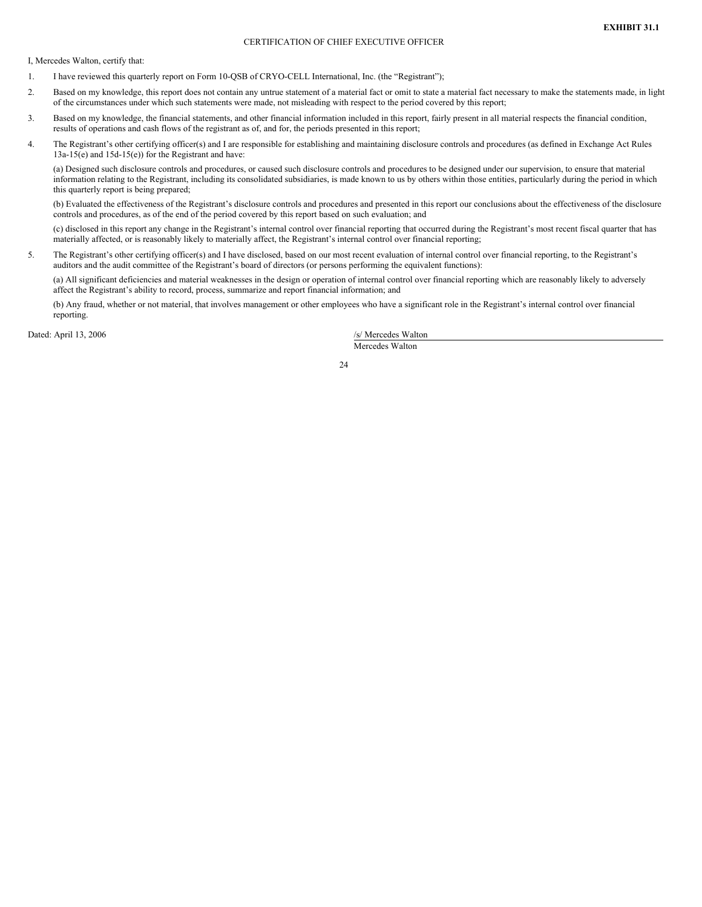**EXHIBIT 31.1**

CERTIFICATION OF CHIEF EXECUTIVE OFFICER

I, Mercedes Walton, certify that:

1. I have reviewed this quarterly report on Form 10-QSB of CRYO-CELL International, Inc. (the “Registrant”);

2. Based on my knowledge, this report does not contain any untrue statement of a material fact or omit to state a material fact necessary to make the statements made, in light of the circumstances under which such statements were made, not misleading with respect to the period covered by this report;

3. Based on my knowledge, the financial statements, and other financial information included in this report, fairly present in all material respects the financial condition, results of operations and cash flows of the registrant as of, and for, the periods presented in this report;

4. The Registrant’s other certifying officer(s) and I are responsible for establishing and maintaining disclosure controls and procedures (as defined in Exchange Act Rules 13a-15(e) and 15d-15(e)) for the Registrant and have:

   (a) Designed such disclosure controls and procedures, or caused such disclosure controls and procedures to be designed under our supervision, to ensure that material information relating to the Registrant, including its consolidated subsidiaries, is made known to us by others within those entities, particularly during the period in which this quarterly report is being prepared;

   (b) Evaluated the effectiveness of the Registrant’s disclosure controls and procedures and presented in this report our conclusions about the effectiveness of the disclosure controls and procedures, as of the end of the period covered by this report based on such evaluation; and

   (c) disclosed in this report any change in the Registrant’s internal control over financial reporting that occurred during the Registrant’s most recent fiscal quarter that has materially affected, or is reasonably likely to materially affect, the Registrant’s internal control over financial reporting;

5. The Registrant’s other certifying officer(s) and I have disclosed, based on our most recent evaluation of internal control over financial reporting, to the Registrant’s auditors and the audit committee of the Registrant’s board of directors (or persons performing the equivalent functions):

   (a) All significant deficiencies and material weaknesses in the design or operation of internal control over financial reporting which are reasonably likely to adversely affect the Registrant’s ability to record, process, summarize and report financial information; and

   (b) Any fraud, whether or not material, that involves management or other employees who have a significant role in the Registrant’s internal control over financial reporting.

Dated: April 13, 2006

/s/ Mercedes Walton

Mercedes Walton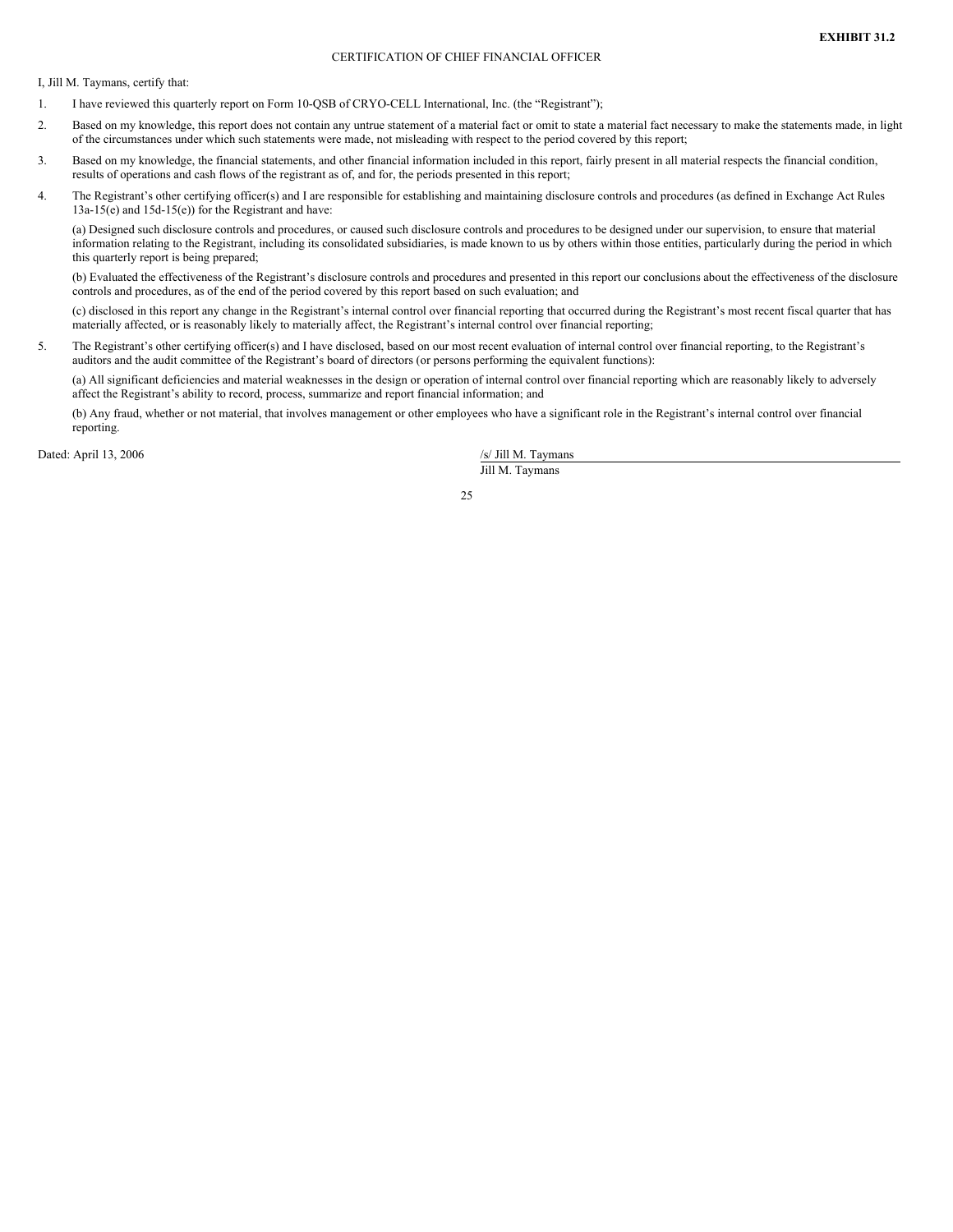**EXHIBIT 31.2**

CERTIFICATION OF CHIEF FINANCIAL OFFICER

I, Jill M. Taymans, certify that:

1. I have reviewed this quarterly report on Form 10-QSB of CRYO-CELL International, Inc. (the "Registrant");

2. Based on my knowledge, this report does not contain any untrue statement of a material fact or omit to state a material fact necessary to make the statements made, in light of the circumstances under which such statements were made, not misleading with respect to the period covered by this report;

3. Based on my knowledge, the financial statements, and other financial information included in this report, fairly present in all material respects the financial condition, results of operations and cash flows of the registrant as of, and for, the periods presented in this report;

4. The Registrant's other certifying officer(s) and I are responsible for establishing and maintaining disclosure controls and procedures (as defined in Exchange Act Rules 13a-15(e) and 15d-15(e)) for the Registrant and have:

   (a) Designed such disclosure controls and procedures, or caused such disclosure controls and procedures to be designed under our supervision, to ensure that material information relating to the Registrant, including its consolidated subsidiaries, is made known to us by others within those entities, particularly during the period in which this quarterly report is being prepared;

   (b) Evaluated the effectiveness of the Registrant's disclosure controls and procedures and presented in this report our conclusions about the effectiveness of the disclosure controls and procedures, as of the end of the period covered by this report based on such evaluation; and

   (c) disclosed in this report any change in the Registrant's internal control over financial reporting that occurred during the Registrant's most recent fiscal quarter that has materially affected, or is reasonably likely to materially affect, the Registrant's internal control over financial reporting;

5. The Registrant's other certifying officer(s) and I have disclosed, based on our most recent evaluation of internal control over financial reporting, to the Registrant's auditors and the audit committee of the Registrant's board of directors (or persons performing the equivalent functions):

   (a) All significant deficiencies and material weaknesses in the design or operation of internal control over financial reporting which are reasonably likely to adversely affect the Registrant's ability to record, process, summarize and report financial information; and

   (b) Any fraud, whether or not material, that involves management or other employees who have a significant role in the Registrant's internal control over financial reporting.

Dated: April 13, 2006

/s/ Jill M. Taymans

Jill M. Taymans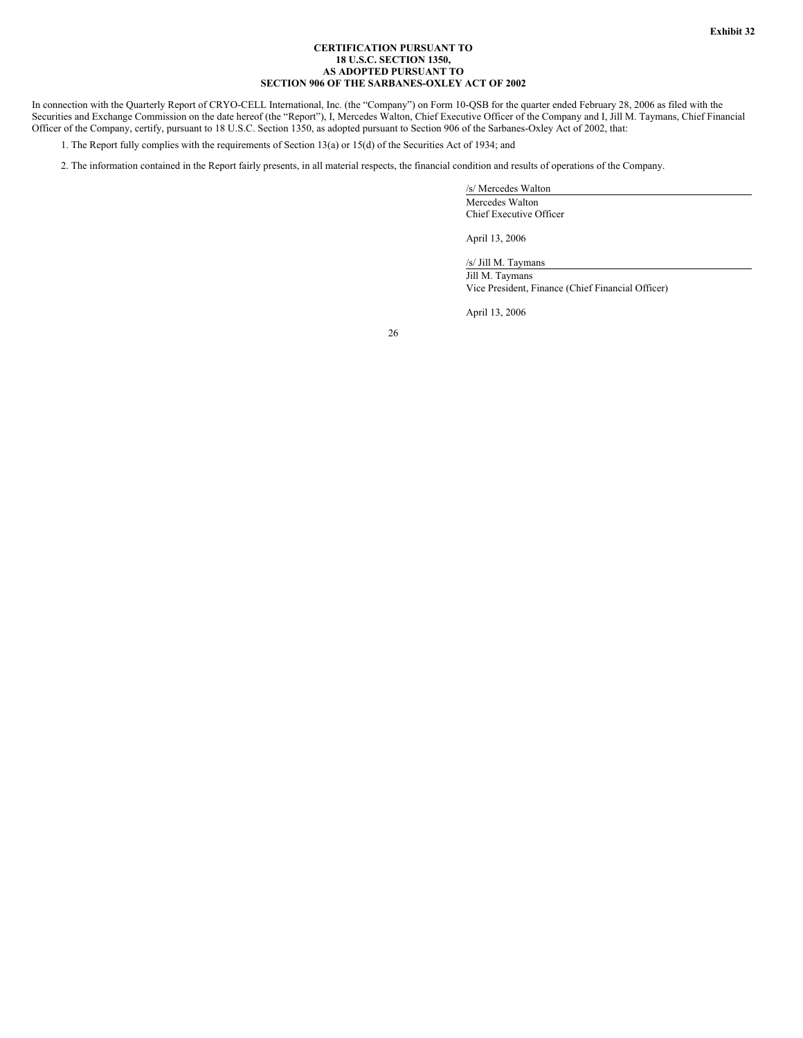**Exhibit 32**

**CERTIFICATION PURSUANT TO**
**18 U.S.C. SECTION 1350,**
**AS ADOPTED PURSUANT TO**
**SECTION 906 OF THE SARBANES-OXLEY ACT OF 2002**

In connection with the Quarterly Report of CRYO-CELL International, Inc. (the “Company”) on Form 10-QSB for the quarter ended February 28, 2006 as filed with the Securities and Exchange Commission on the date hereof (the “Report”), I, Mercedes Walton, Chief Executive Officer of the Company and I, Jill M. Taymans, Chief Financial Officer of the Company, certify, pursuant to 18 U.S.C. Section 1350, as adopted pursuant to Section 906 of the Sarbanes-Oxley Act of 2002, that:

1. The Report fully complies with the requirements of Section 13(a) or 15(d) of the Securities Act of 1934; and

2. The information contained in the Report fairly presents, in all material respects, the financial condition and results of operations of the Company.

/s/ Mercedes Walton
Mercedes Walton
Chief Executive Officer

April 13, 2006

/s/ Jill M. Taymans
Jill M. Taymans
Vice President, Finance (Chief Financial Officer)

April 13, 2006